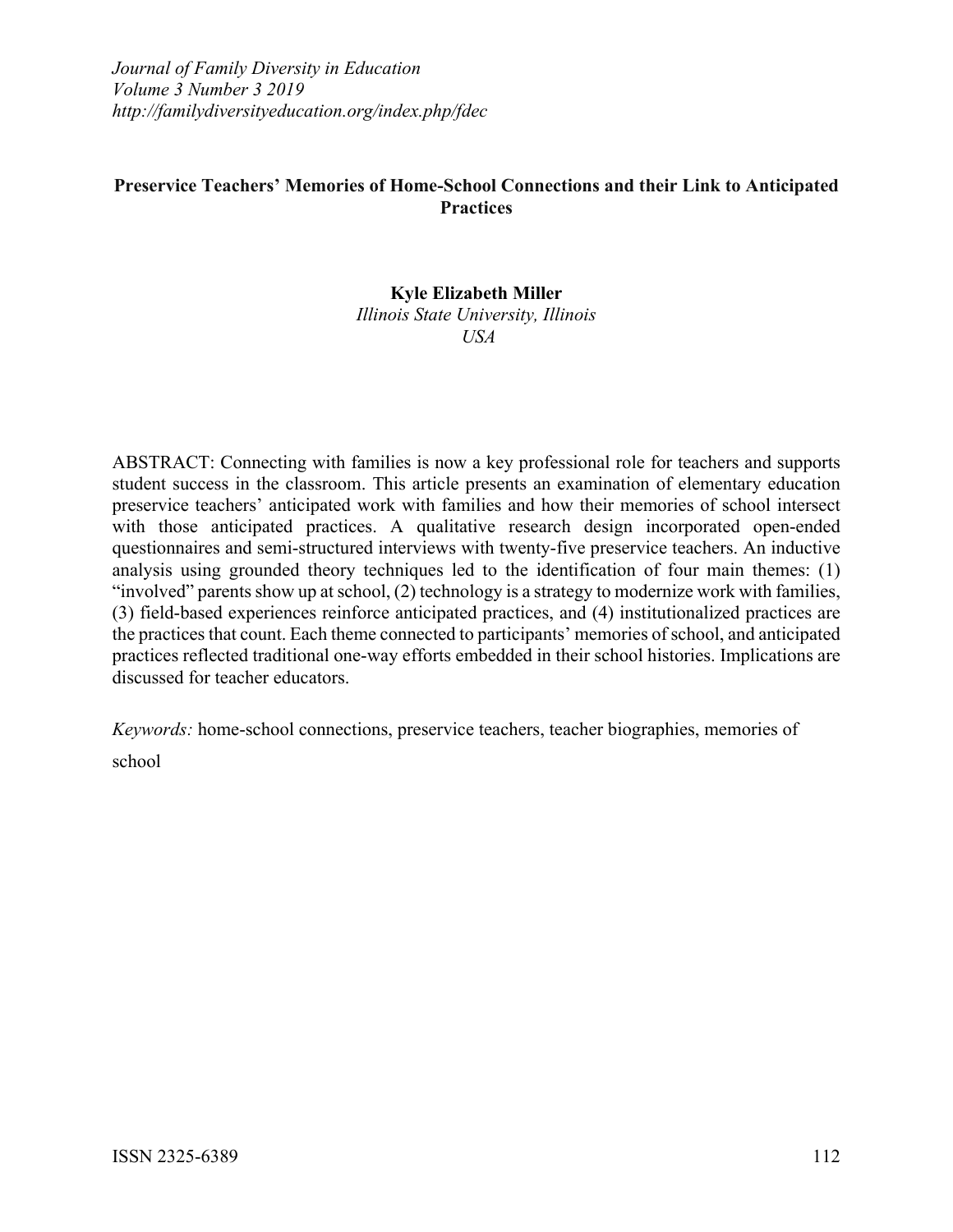# Preservice Teachers' Memories of Home-School Connections and their Link to Anticipated Practices

**Kyle Elizabeth Miller**
*Illinois State University, Illinois*
*USA*

ABSTRACT: Connecting with families is now a key professional role for teachers and supports student success in the classroom. This article presents an examination of elementary education preservice teachers' anticipated work with families and how their memories of school intersect with those anticipated practices. A qualitative research design incorporated open-ended questionnaires and semi-structured interviews with twenty-five preservice teachers. An inductive analysis using grounded theory techniques led to the identification of four main themes: (1) "involved" parents show up at school, (2) technology is a strategy to modernize work with families, (3) field-based experiences reinforce anticipated practices, and (4) institutionalized practices are the practices that count. Each theme connected to participants' memories of school, and anticipated practices reflected traditional one-way efforts embedded in their school histories. Implications are discussed for teacher educators.

*Keywords:* home-school connections, preservice teachers, teacher biographies, memories of school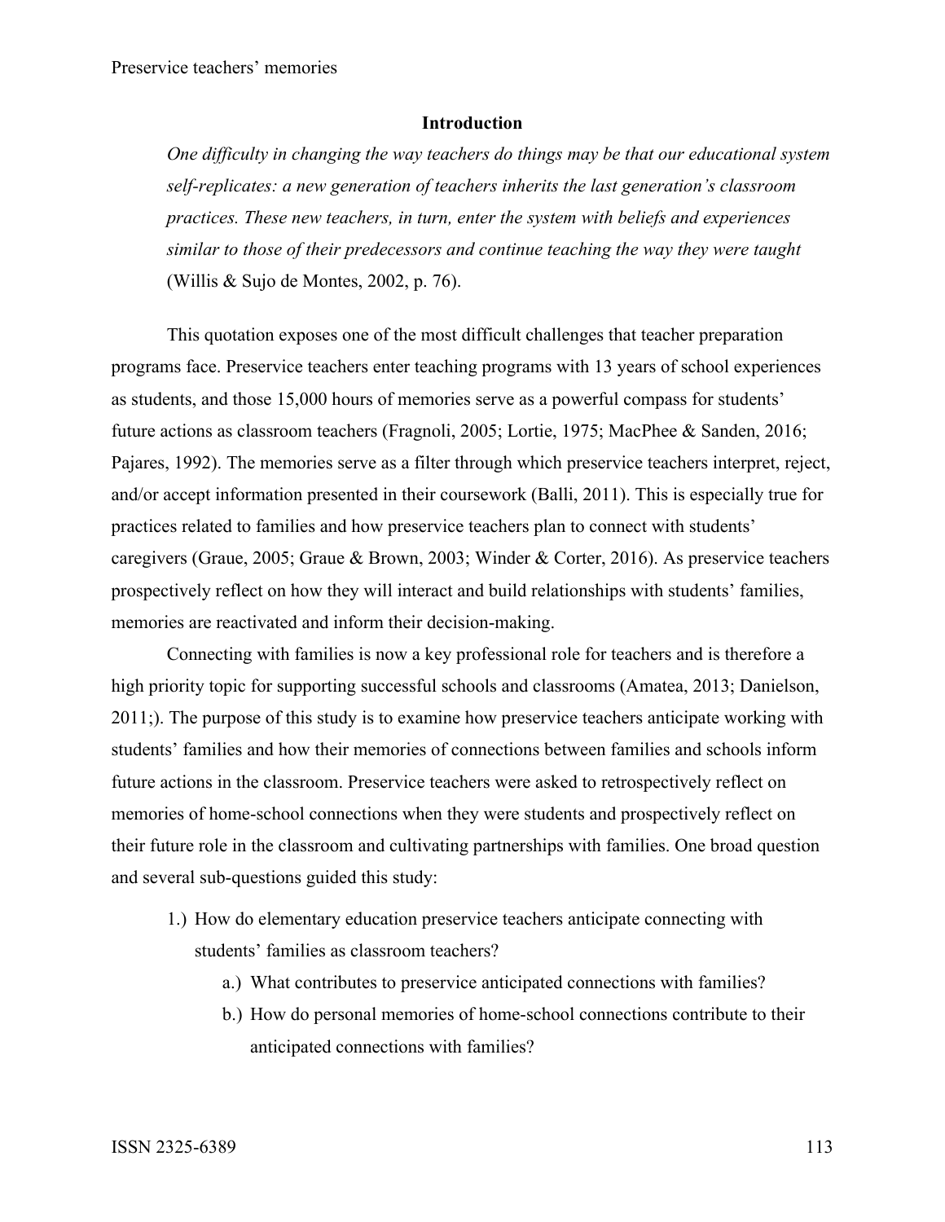## Introduction

> *One difficulty in changing the way teachers do things may be that our educational system self-replicates: a new generation of teachers inherits the last generation's classroom practices. These new teachers, in turn, enter the system with beliefs and experiences similar to those of their predecessors and continue teaching the way they were taught* (Willis & Sujo de Montes, 2002, p. 76).

This quotation exposes one of the most difficult challenges that teacher preparation programs face. Preservice teachers enter teaching programs with 13 years of school experiences as students, and those 15,000 hours of memories serve as a powerful compass for students' future actions as classroom teachers (Fragnoli, 2005; Lortie, 1975; MacPhee & Sanden, 2016; Pajares, 1992). The memories serve as a filter through which preservice teachers interpret, reject, and/or accept information presented in their coursework (Balli, 2011). This is especially true for practices related to families and how preservice teachers plan to connect with students' caregivers (Graue, 2005; Graue & Brown, 2003; Winder & Corter, 2016). As preservice teachers prospectively reflect on how they will interact and build relationships with students' families, memories are reactivated and inform their decision-making.

Connecting with families is now a key professional role for teachers and is therefore a high priority topic for supporting successful schools and classrooms (Amatea, 2013; Danielson, 2011;). The purpose of this study is to examine how preservice teachers anticipate working with students' families and how their memories of connections between families and schools inform future actions in the classroom. Preservice teachers were asked to retrospectively reflect on memories of home-school connections when they were students and prospectively reflect on their future role in the classroom and cultivating partnerships with families. One broad question and several sub-questions guided this study:

1.) How do elementary education preservice teachers anticipate connecting with students' families as classroom teachers?
   - a.) What contributes to preservice anticipated connections with families?
   - b.) How do personal memories of home-school connections contribute to their anticipated connections with families?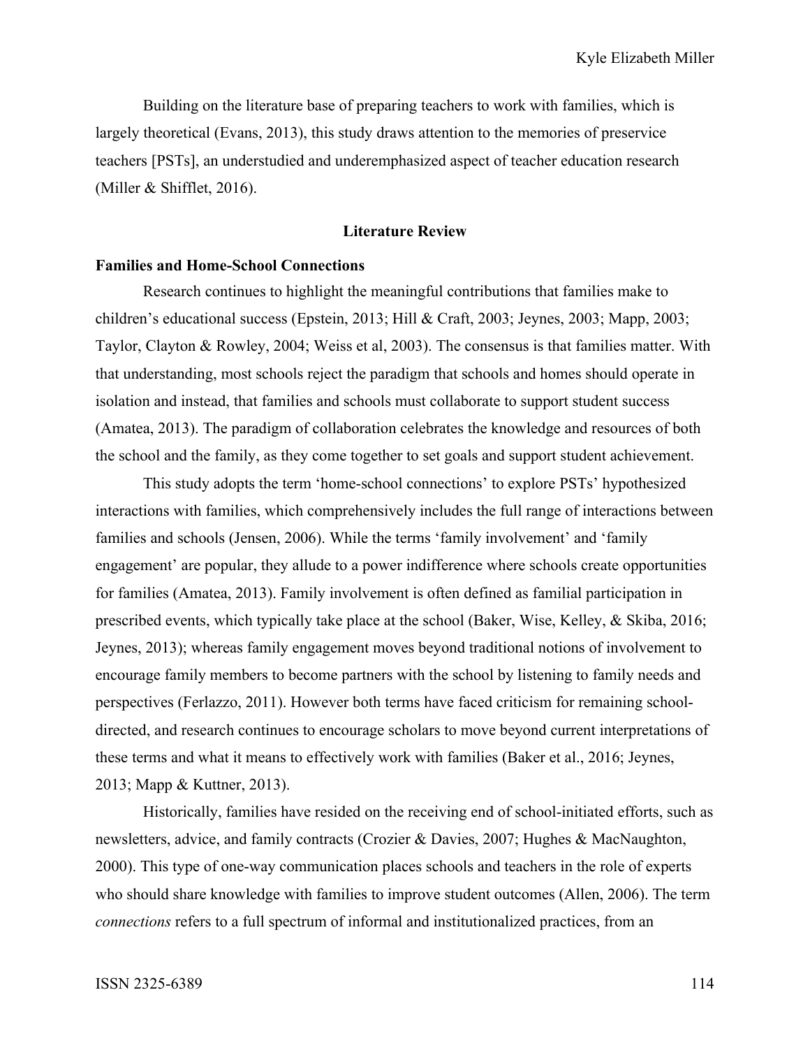Building on the literature base of preparing teachers to work with families, which is largely theoretical (Evans, 2013), this study draws attention to the memories of preservice teachers [PSTs], an understudied and underemphasized aspect of teacher education research (Miller & Shifflet, 2016).

## Literature Review

### Families and Home-School Connections

Research continues to highlight the meaningful contributions that families make to children's educational success (Epstein, 2013; Hill & Craft, 2003; Jeynes, 2003; Mapp, 2003; Taylor, Clayton & Rowley, 2004; Weiss et al, 2003). The consensus is that families matter. With that understanding, most schools reject the paradigm that schools and homes should operate in isolation and instead, that families and schools must collaborate to support student success (Amatea, 2013). The paradigm of collaboration celebrates the knowledge and resources of both the school and the family, as they come together to set goals and support student achievement.

This study adopts the term 'home-school connections' to explore PSTs' hypothesized interactions with families, which comprehensively includes the full range of interactions between families and schools (Jensen, 2006). While the terms 'family involvement' and 'family engagement' are popular, they allude to a power indifference where schools create opportunities for families (Amatea, 2013). Family involvement is often defined as familial participation in prescribed events, which typically take place at the school (Baker, Wise, Kelley, & Skiba, 2016; Jeynes, 2013); whereas family engagement moves beyond traditional notions of involvement to encourage family members to become partners with the school by listening to family needs and perspectives (Ferlazzo, 2011). However both terms have faced criticism for remaining school-directed, and research continues to encourage scholars to move beyond current interpretations of these terms and what it means to effectively work with families (Baker et al., 2016; Jeynes, 2013; Mapp & Kuttner, 2013).

Historically, families have resided on the receiving end of school-initiated efforts, such as newsletters, advice, and family contracts (Crozier & Davies, 2007; Hughes & MacNaughton, 2000). This type of one-way communication places schools and teachers in the role of experts who should share knowledge with families to improve student outcomes (Allen, 2006). The term *connections* refers to a full spectrum of informal and institutionalized practices, from an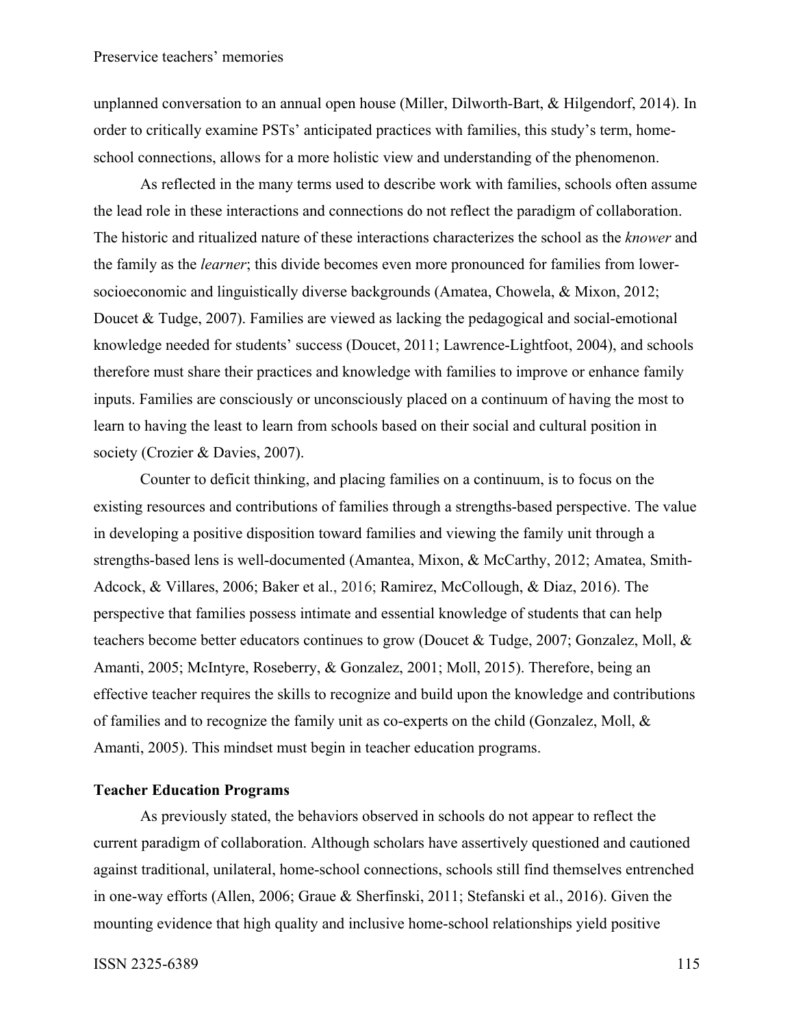unplanned conversation to an annual open house (Miller, Dilworth-Bart, & Hilgendorf, 2014). In order to critically examine PSTs' anticipated practices with families, this study's term, home-school connections, allows for a more holistic view and understanding of the phenomenon.

As reflected in the many terms used to describe work with families, schools often assume the lead role in these interactions and connections do not reflect the paradigm of collaboration. The historic and ritualized nature of these interactions characterizes the school as the *knower* and the family as the *learner*; this divide becomes even more pronounced for families from lower-socioeconomic and linguistically diverse backgrounds (Amatea, Chowela, & Mixon, 2012; Doucet & Tudge, 2007). Families are viewed as lacking the pedagogical and social-emotional knowledge needed for students' success (Doucet, 2011; Lawrence-Lightfoot, 2004), and schools therefore must share their practices and knowledge with families to improve or enhance family inputs. Families are consciously or unconsciously placed on a continuum of having the most to learn to having the least to learn from schools based on their social and cultural position in society (Crozier & Davies, 2007).

Counter to deficit thinking, and placing families on a continuum, is to focus on the existing resources and contributions of families through a strengths-based perspective. The value in developing a positive disposition toward families and viewing the family unit through a strengths-based lens is well-documented (Amantea, Mixon, & McCarthy, 2012; Amatea, Smith-Adcock, & Villares, 2006; Baker et al., 2016; Ramirez, McCollough, & Diaz, 2016). The perspective that families possess intimate and essential knowledge of students that can help teachers become better educators continues to grow (Doucet & Tudge, 2007; Gonzalez, Moll, & Amanti, 2005; McIntyre, Roseberry, & Gonzalez, 2001; Moll, 2015). Therefore, being an effective teacher requires the skills to recognize and build upon the knowledge and contributions of families and to recognize the family unit as co-experts on the child (Gonzalez, Moll, & Amanti, 2005). This mindset must begin in teacher education programs.

**Teacher Education Programs**

As previously stated, the behaviors observed in schools do not appear to reflect the current paradigm of collaboration. Although scholars have assertively questioned and cautioned against traditional, unilateral, home-school connections, schools still find themselves entrenched in one-way efforts (Allen, 2006; Graue & Sherfinski, 2011; Stefanski et al., 2016). Given the mounting evidence that high quality and inclusive home-school relationships yield positive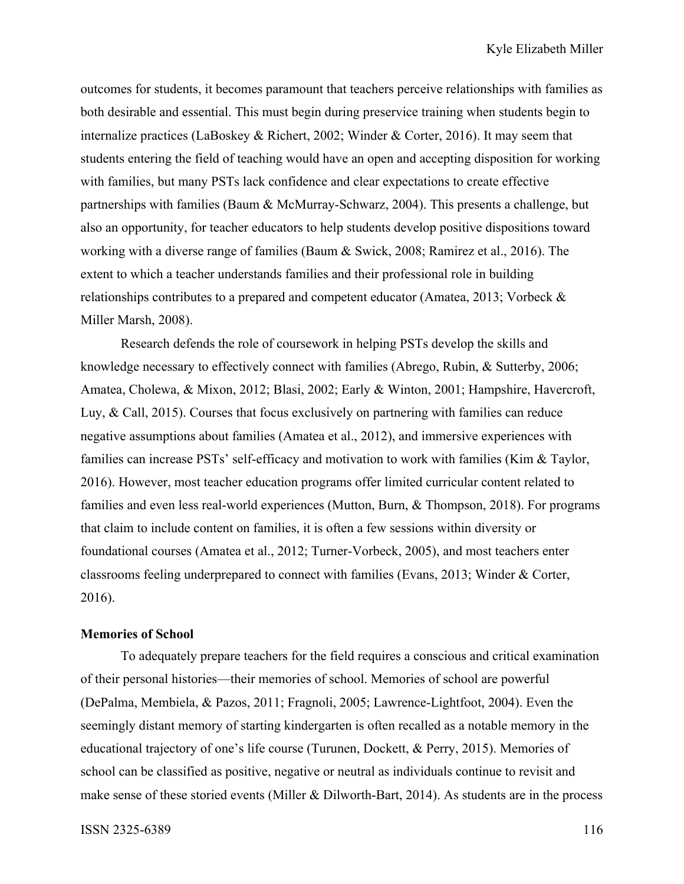outcomes for students, it becomes paramount that teachers perceive relationships with families as both desirable and essential. This must begin during preservice training when students begin to internalize practices (LaBoskey & Richert, 2002; Winder & Corter, 2016). It may seem that students entering the field of teaching would have an open and accepting disposition for working with families, but many PSTs lack confidence and clear expectations to create effective partnerships with families (Baum & McMurray-Schwarz, 2004). This presents a challenge, but also an opportunity, for teacher educators to help students develop positive dispositions toward working with a diverse range of families (Baum & Swick, 2008; Ramirez et al., 2016). The extent to which a teacher understands families and their professional role in building relationships contributes to a prepared and competent educator (Amatea, 2013; Vorbeck & Miller Marsh, 2008).

Research defends the role of coursework in helping PSTs develop the skills and knowledge necessary to effectively connect with families (Abrego, Rubin, & Sutterby, 2006; Amatea, Cholewa, & Mixon, 2012; Blasi, 2002; Early & Winton, 2001; Hampshire, Havercroft, Luy, & Call, 2015). Courses that focus exclusively on partnering with families can reduce negative assumptions about families (Amatea et al., 2012), and immersive experiences with families can increase PSTs' self-efficacy and motivation to work with families (Kim & Taylor, 2016). However, most teacher education programs offer limited curricular content related to families and even less real-world experiences (Mutton, Burn, & Thompson, 2018). For programs that claim to include content on families, it is often a few sessions within diversity or foundational courses (Amatea et al., 2012; Turner-Vorbeck, 2005), and most teachers enter classrooms feeling underprepared to connect with families (Evans, 2013; Winder & Corter, 2016).

### Memories of School

To adequately prepare teachers for the field requires a conscious and critical examination of their personal histories—their memories of school. Memories of school are powerful (DePalma, Membiela, & Pazos, 2011; Fragnoli, 2005; Lawrence-Lightfoot, 2004). Even the seemingly distant memory of starting kindergarten is often recalled as a notable memory in the educational trajectory of one's life course (Turunen, Dockett, & Perry, 2015). Memories of school can be classified as positive, negative or neutral as individuals continue to revisit and make sense of these storied events (Miller & Dilworth-Bart, 2014). As students are in the process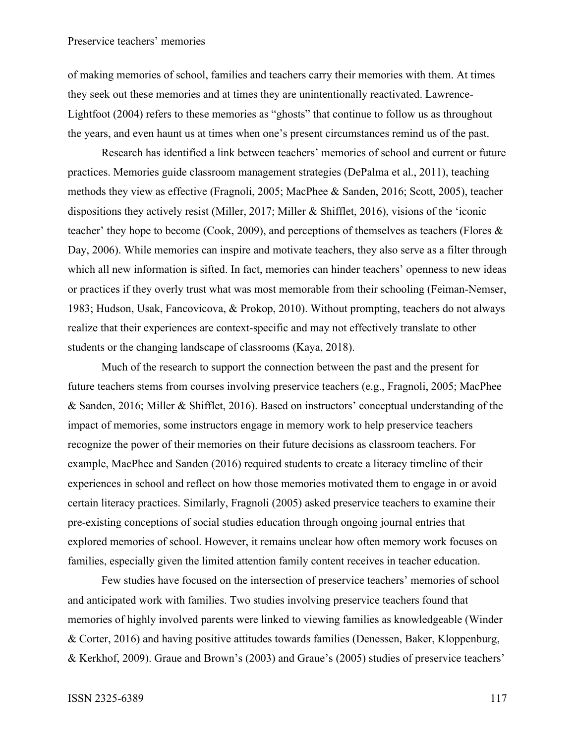of making memories of school, families and teachers carry their memories with them. At times they seek out these memories and at times they are unintentionally reactivated. Lawrence-Lightfoot (2004) refers to these memories as "ghosts" that continue to follow us as throughout the years, and even haunt us at times when one's present circumstances remind us of the past.

Research has identified a link between teachers' memories of school and current or future practices. Memories guide classroom management strategies (DePalma et al., 2011), teaching methods they view as effective (Fragnoli, 2005; MacPhee & Sanden, 2016; Scott, 2005), teacher dispositions they actively resist (Miller, 2017; Miller & Shifflet, 2016), visions of the 'iconic teacher' they hope to become (Cook, 2009), and perceptions of themselves as teachers (Flores & Day, 2006). While memories can inspire and motivate teachers, they also serve as a filter through which all new information is sifted. In fact, memories can hinder teachers' openness to new ideas or practices if they overly trust what was most memorable from their schooling (Feiman-Nemser, 1983; Hudson, Usak, Fancovicova, & Prokop, 2010). Without prompting, teachers do not always realize that their experiences are context-specific and may not effectively translate to other students or the changing landscape of classrooms (Kaya, 2018).

Much of the research to support the connection between the past and the present for future teachers stems from courses involving preservice teachers (e.g., Fragnoli, 2005; MacPhee & Sanden, 2016; Miller & Shifflet, 2016). Based on instructors' conceptual understanding of the impact of memories, some instructors engage in memory work to help preservice teachers recognize the power of their memories on their future decisions as classroom teachers. For example, MacPhee and Sanden (2016) required students to create a literacy timeline of their experiences in school and reflect on how those memories motivated them to engage in or avoid certain literacy practices. Similarly, Fragnoli (2005) asked preservice teachers to examine their pre-existing conceptions of social studies education through ongoing journal entries that explored memories of school. However, it remains unclear how often memory work focuses on families, especially given the limited attention family content receives in teacher education.

Few studies have focused on the intersection of preservice teachers' memories of school and anticipated work with families. Two studies involving preservice teachers found that memories of highly involved parents were linked to viewing families as knowledgeable (Winder & Corter, 2016) and having positive attitudes towards families (Denessen, Baker, Kloppenburg, & Kerkhof, 2009). Graue and Brown's (2003) and Graue's (2005) studies of preservice teachers'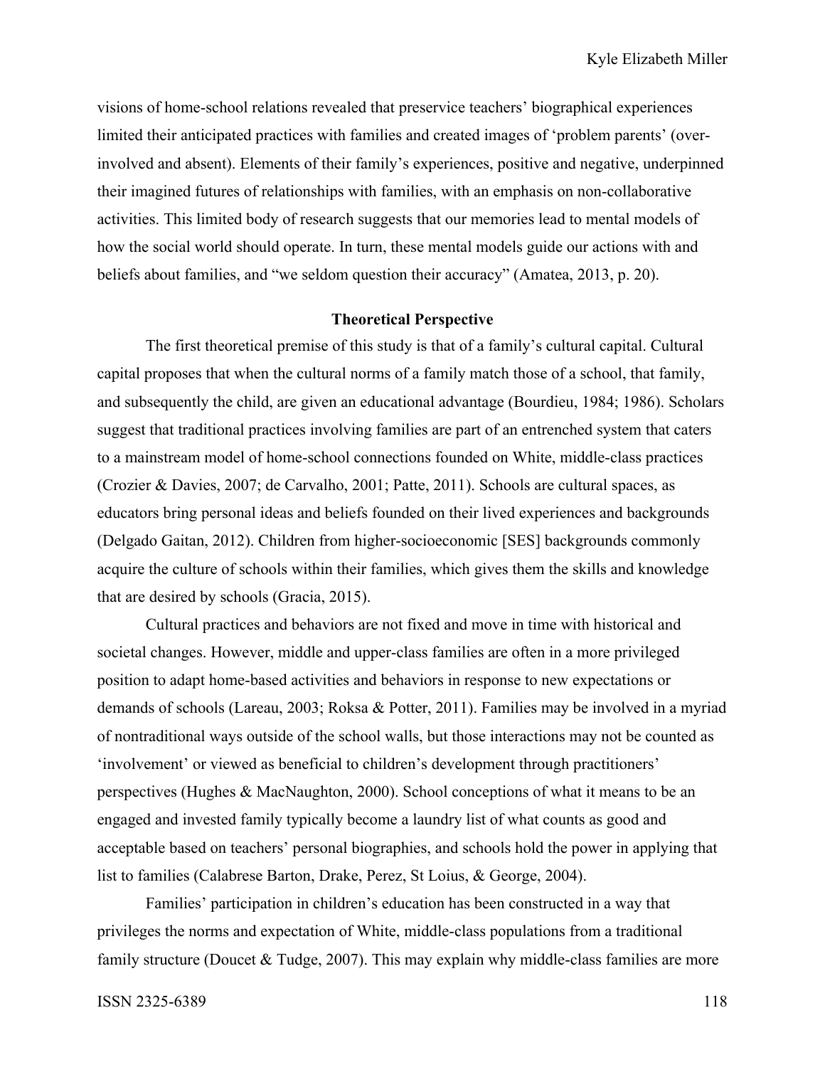visions of home-school relations revealed that preservice teachers' biographical experiences limited their anticipated practices with families and created images of 'problem parents' (over-involved and absent). Elements of their family's experiences, positive and negative, underpinned their imagined futures of relationships with families, with an emphasis on non-collaborative activities. This limited body of research suggests that our memories lead to mental models of how the social world should operate. In turn, these mental models guide our actions with and beliefs about families, and "we seldom question their accuracy" (Amatea, 2013, p. 20).

## Theoretical Perspective

The first theoretical premise of this study is that of a family's cultural capital. Cultural capital proposes that when the cultural norms of a family match those of a school, that family, and subsequently the child, are given an educational advantage (Bourdieu, 1984; 1986). Scholars suggest that traditional practices involving families are part of an entrenched system that caters to a mainstream model of home-school connections founded on White, middle-class practices (Crozier & Davies, 2007; de Carvalho, 2001; Patte, 2011). Schools are cultural spaces, as educators bring personal ideas and beliefs founded on their lived experiences and backgrounds (Delgado Gaitan, 2012). Children from higher-socioeconomic [SES] backgrounds commonly acquire the culture of schools within their families, which gives them the skills and knowledge that are desired by schools (Gracia, 2015).

Cultural practices and behaviors are not fixed and move in time with historical and societal changes. However, middle and upper-class families are often in a more privileged position to adapt home-based activities and behaviors in response to new expectations or demands of schools (Lareau, 2003; Roksa & Potter, 2011). Families may be involved in a myriad of nontraditional ways outside of the school walls, but those interactions may not be counted as 'involvement' or viewed as beneficial to children's development through practitioners' perspectives (Hughes & MacNaughton, 2000). School conceptions of what it means to be an engaged and invested family typically become a laundry list of what counts as good and acceptable based on teachers' personal biographies, and schools hold the power in applying that list to families (Calabrese Barton, Drake, Perez, St Loius, & George, 2004).

Families' participation in children's education has been constructed in a way that privileges the norms and expectation of White, middle-class populations from a traditional family structure (Doucet & Tudge, 2007). This may explain why middle-class families are more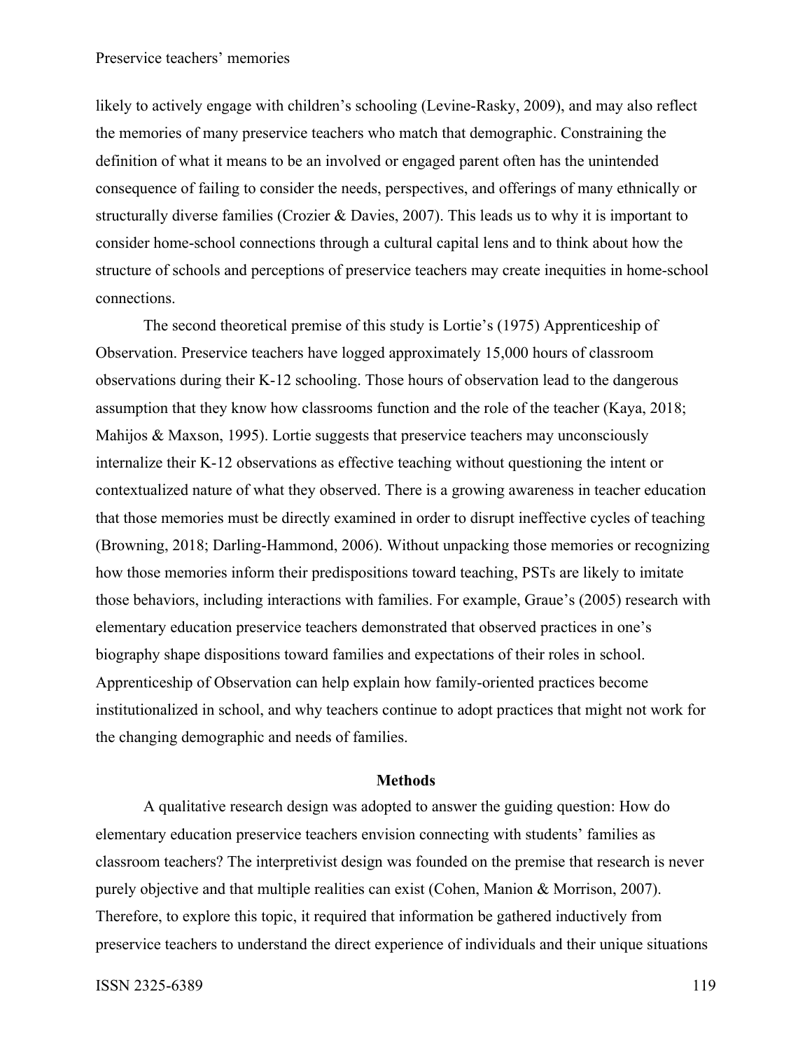likely to actively engage with children's schooling (Levine-Rasky, 2009), and may also reflect the memories of many preservice teachers who match that demographic. Constraining the definition of what it means to be an involved or engaged parent often has the unintended consequence of failing to consider the needs, perspectives, and offerings of many ethnically or structurally diverse families (Crozier & Davies, 2007). This leads us to why it is important to consider home-school connections through a cultural capital lens and to think about how the structure of schools and perceptions of preservice teachers may create inequities in home-school connections.

The second theoretical premise of this study is Lortie's (1975) Apprenticeship of Observation. Preservice teachers have logged approximately 15,000 hours of classroom observations during their K-12 schooling. Those hours of observation lead to the dangerous assumption that they know how classrooms function and the role of the teacher (Kaya, 2018; Mahijos & Maxson, 1995). Lortie suggests that preservice teachers may unconsciously internalize their K-12 observations as effective teaching without questioning the intent or contextualized nature of what they observed. There is a growing awareness in teacher education that those memories must be directly examined in order to disrupt ineffective cycles of teaching (Browning, 2018; Darling-Hammond, 2006). Without unpacking those memories or recognizing how those memories inform their predispositions toward teaching, PSTs are likely to imitate those behaviors, including interactions with families. For example, Graue's (2005) research with elementary education preservice teachers demonstrated that observed practices in one's biography shape dispositions toward families and expectations of their roles in school. Apprenticeship of Observation can help explain how family-oriented practices become institutionalized in school, and why teachers continue to adopt practices that might not work for the changing demographic and needs of families.

## Methods

A qualitative research design was adopted to answer the guiding question: How do elementary education preservice teachers envision connecting with students' families as classroom teachers? The interpretivist design was founded on the premise that research is never purely objective and that multiple realities can exist (Cohen, Manion & Morrison, 2007). Therefore, to explore this topic, it required that information be gathered inductively from preservice teachers to understand the direct experience of individuals and their unique situations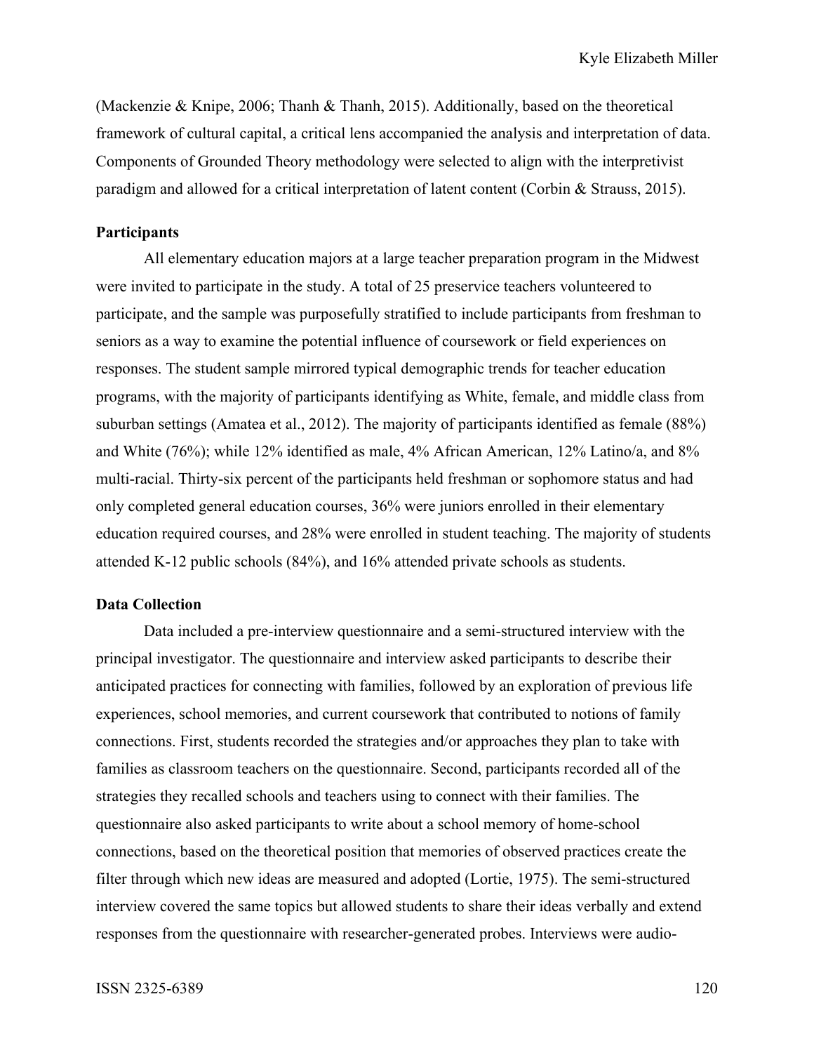(Mackenzie & Knipe, 2006; Thanh & Thanh, 2015). Additionally, based on the theoretical framework of cultural capital, a critical lens accompanied the analysis and interpretation of data. Components of Grounded Theory methodology were selected to align with the interpretivist paradigm and allowed for a critical interpretation of latent content (Corbin & Strauss, 2015).

**Participants**

All elementary education majors at a large teacher preparation program in the Midwest were invited to participate in the study. A total of 25 preservice teachers volunteered to participate, and the sample was purposefully stratified to include participants from freshman to seniors as a way to examine the potential influence of coursework or field experiences on responses. The student sample mirrored typical demographic trends for teacher education programs, with the majority of participants identifying as White, female, and middle class from suburban settings (Amatea et al., 2012). The majority of participants identified as female (88%) and White (76%); while 12% identified as male, 4% African American, 12% Latino/a, and 8% multi-racial. Thirty-six percent of the participants held freshman or sophomore status and had only completed general education courses, 36% were juniors enrolled in their elementary education required courses, and 28% were enrolled in student teaching. The majority of students attended K-12 public schools (84%), and 16% attended private schools as students.

**Data Collection**

Data included a pre-interview questionnaire and a semi-structured interview with the principal investigator. The questionnaire and interview asked participants to describe their anticipated practices for connecting with families, followed by an exploration of previous life experiences, school memories, and current coursework that contributed to notions of family connections. First, students recorded the strategies and/or approaches they plan to take with families as classroom teachers on the questionnaire. Second, participants recorded all of the strategies they recalled schools and teachers using to connect with their families. The questionnaire also asked participants to write about a school memory of home-school connections, based on the theoretical position that memories of observed practices create the filter through which new ideas are measured and adopted (Lortie, 1975). The semi-structured interview covered the same topics but allowed students to share their ideas verbally and extend responses from the questionnaire with researcher-generated probes. Interviews were audio-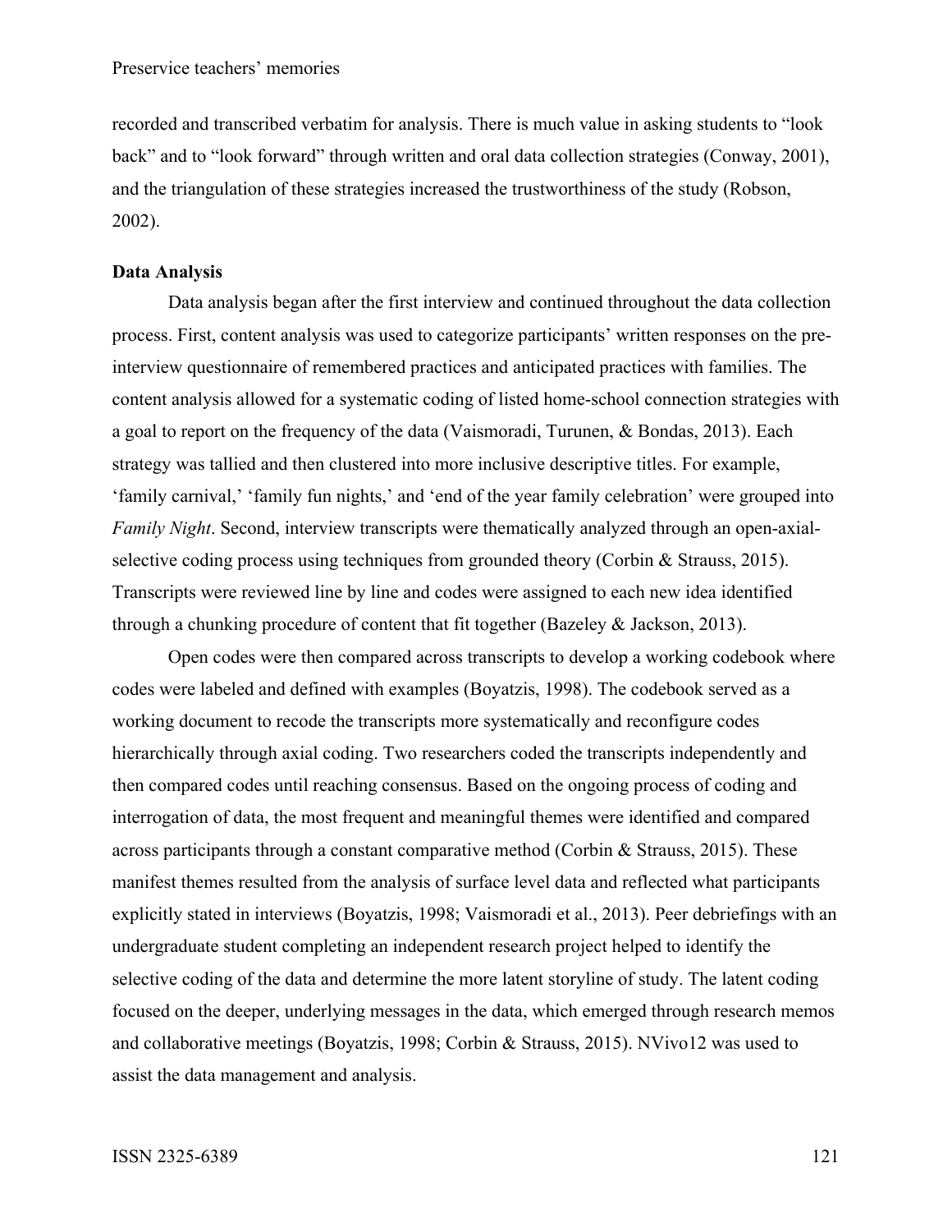recorded and transcribed verbatim for analysis. There is much value in asking students to "look back" and to "look forward" through written and oral data collection strategies (Conway, 2001), and the triangulation of these strategies increased the trustworthiness of the study (Robson, 2002).

**Data Analysis**

Data analysis began after the first interview and continued throughout the data collection process. First, content analysis was used to categorize participants' written responses on the pre-interview questionnaire of remembered practices and anticipated practices with families. The content analysis allowed for a systematic coding of listed home-school connection strategies with a goal to report on the frequency of the data (Vaismoradi, Turunen, & Bondas, 2013). Each strategy was tallied and then clustered into more inclusive descriptive titles. For example, 'family carnival,' 'family fun nights,' and 'end of the year family celebration' were grouped into *Family Night*. Second, interview transcripts were thematically analyzed through an open-axial-selective coding process using techniques from grounded theory (Corbin & Strauss, 2015). Transcripts were reviewed line by line and codes were assigned to each new idea identified through a chunking procedure of content that fit together (Bazeley & Jackson, 2013).

Open codes were then compared across transcripts to develop a working codebook where codes were labeled and defined with examples (Boyatzis, 1998). The codebook served as a working document to recode the transcripts more systematically and reconfigure codes hierarchically through axial coding. Two researchers coded the transcripts independently and then compared codes until reaching consensus. Based on the ongoing process of coding and interrogation of data, the most frequent and meaningful themes were identified and compared across participants through a constant comparative method (Corbin & Strauss, 2015). These manifest themes resulted from the analysis of surface level data and reflected what participants explicitly stated in interviews (Boyatzis, 1998; Vaismoradi et al., 2013). Peer debriefings with an undergraduate student completing an independent research project helped to identify the selective coding of the data and determine the more latent storyline of study. The latent coding focused on the deeper, underlying messages in the data, which emerged through research memos and collaborative meetings (Boyatzis, 1998; Corbin & Strauss, 2015). NVivo12 was used to assist the data management and analysis.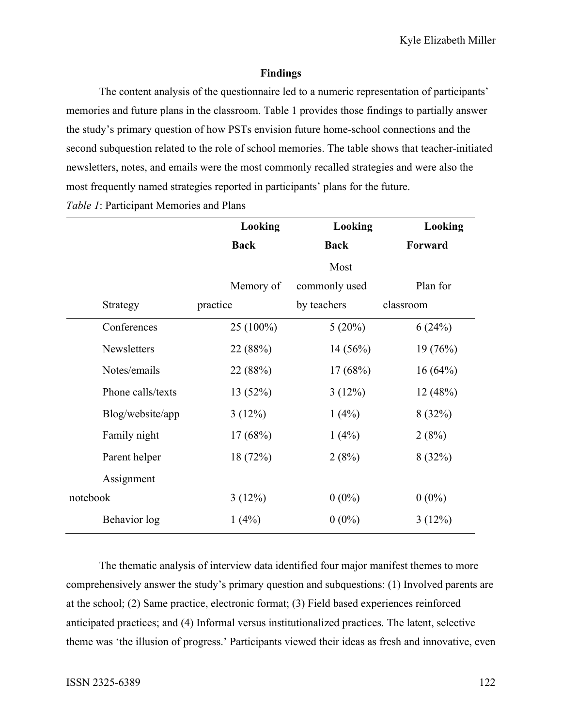## Findings

The content analysis of the questionnaire led to a numeric representation of participants' memories and future plans in the classroom. Table 1 provides those findings to partially answer the study's primary question of how PSTs envision future home-school connections and the second subquestion related to the role of school memories. The table shows that teacher-initiated newsletters, notes, and emails were the most commonly recalled strategies and were also the most frequently named strategies reported in participants' plans for the future.

*Table 1*: Participant Memories and Plans

| | **Looking Back** | **Looking Back** | **Looking Forward** |
|---|---|---|---|
| Strategy | Memory of practice | Most commonly used by teachers | Plan for classroom |
| Conferences | 25 (100%) | 5 (20%) | 6 (24%) |
| Newsletters | 22 (88%) | 14 (56%) | 19 (76%) |
| Notes/emails | 22 (88%) | 17 (68%) | 16 (64%) |
| Phone calls/texts | 13 (52%) | 3 (12%) | 12 (48%) |
| Blog/website/app | 3 (12%) | 1 (4%) | 8 (32%) |
| Family night | 17 (68%) | 1 (4%) | 2 (8%) |
| Parent helper | 18 (72%) | 2 (8%) | 8 (32%) |
| Assignment notebook | 3 (12%) | 0 (0%) | 0 (0%) |
| Behavior log | 1 (4%) | 0 (0%) | 3 (12%) |

The thematic analysis of interview data identified four major manifest themes to more comprehensively answer the study's primary question and subquestions: (1) Involved parents are at the school; (2) Same practice, electronic format; (3) Field based experiences reinforced anticipated practices; and (4) Informal versus institutionalized practices. The latent, selective theme was 'the illusion of progress.' Participants viewed their ideas as fresh and innovative, even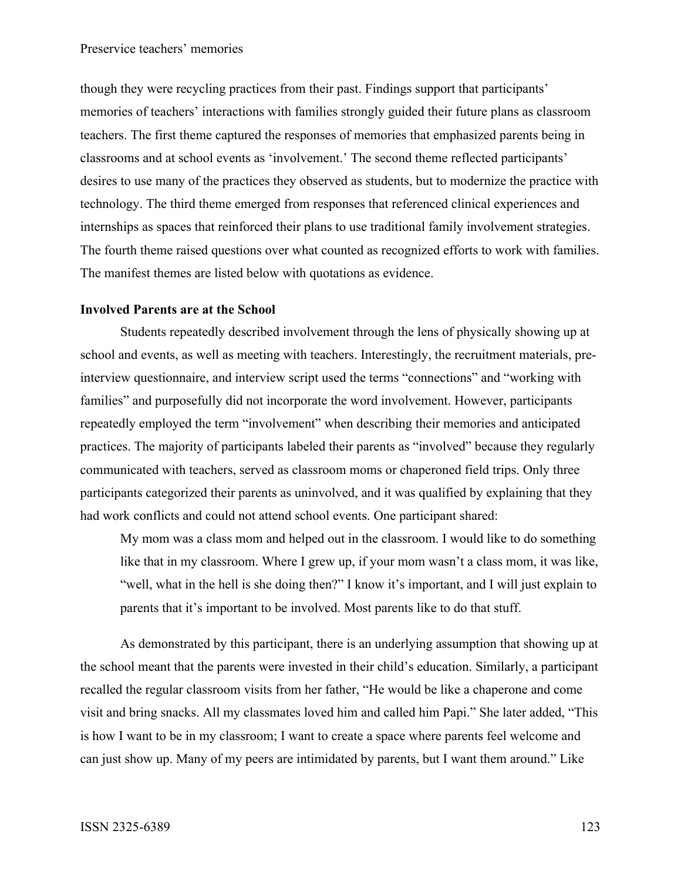though they were recycling practices from their past. Findings support that participants' memories of teachers' interactions with families strongly guided their future plans as classroom teachers. The first theme captured the responses of memories that emphasized parents being in classrooms and at school events as 'involvement.' The second theme reflected participants' desires to use many of the practices they observed as students, but to modernize the practice with technology. The third theme emerged from responses that referenced clinical experiences and internships as spaces that reinforced their plans to use traditional family involvement strategies. The fourth theme raised questions over what counted as recognized efforts to work with families. The manifest themes are listed below with quotations as evidence.

### Involved Parents are at the School

Students repeatedly described involvement through the lens of physically showing up at school and events, as well as meeting with teachers. Interestingly, the recruitment materials, pre-interview questionnaire, and interview script used the terms "connections" and "working with families" and purposefully did not incorporate the word involvement. However, participants repeatedly employed the term "involvement" when describing their memories and anticipated practices. The majority of participants labeled their parents as "involved" because they regularly communicated with teachers, served as classroom moms or chaperoned field trips. Only three participants categorized their parents as uninvolved, and it was qualified by explaining that they had work conflicts and could not attend school events. One participant shared:

> My mom was a class mom and helped out in the classroom. I would like to do something like that in my classroom. Where I grew up, if your mom wasn't a class mom, it was like, "well, what in the hell is she doing then?" I know it's important, and I will just explain to parents that it's important to be involved. Most parents like to do that stuff.

As demonstrated by this participant, there is an underlying assumption that showing up at the school meant that the parents were invested in their child's education. Similarly, a participant recalled the regular classroom visits from her father, "He would be like a chaperone and come visit and bring snacks. All my classmates loved him and called him Papi." She later added, "This is how I want to be in my classroom; I want to create a space where parents feel welcome and can just show up. Many of my peers are intimidated by parents, but I want them around." Like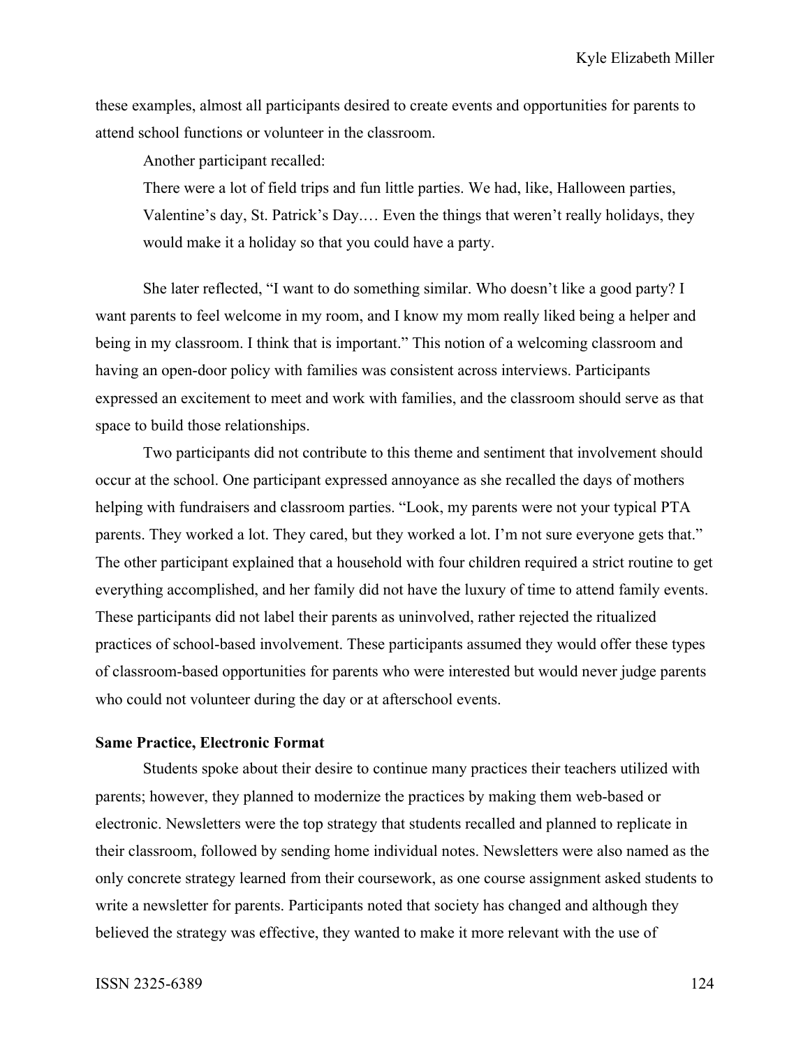these examples, almost all participants desired to create events and opportunities for parents to attend school functions or volunteer in the classroom.

Another participant recalled:

> There were a lot of field trips and fun little parties. We had, like, Halloween parties, Valentine's day, St. Patrick's Day.… Even the things that weren't really holidays, they would make it a holiday so that you could have a party.

She later reflected, "I want to do something similar. Who doesn't like a good party? I want parents to feel welcome in my room, and I know my mom really liked being a helper and being in my classroom. I think that is important." This notion of a welcoming classroom and having an open-door policy with families was consistent across interviews. Participants expressed an excitement to meet and work with families, and the classroom should serve as that space to build those relationships.

Two participants did not contribute to this theme and sentiment that involvement should occur at the school. One participant expressed annoyance as she recalled the days of mothers helping with fundraisers and classroom parties. "Look, my parents were not your typical PTA parents. They worked a lot. They cared, but they worked a lot. I'm not sure everyone gets that." The other participant explained that a household with four children required a strict routine to get everything accomplished, and her family did not have the luxury of time to attend family events. These participants did not label their parents as uninvolved, rather rejected the ritualized practices of school-based involvement. These participants assumed they would offer these types of classroom-based opportunities for parents who were interested but would never judge parents who could not volunteer during the day or at afterschool events.

**Same Practice, Electronic Format**

Students spoke about their desire to continue many practices their teachers utilized with parents; however, they planned to modernize the practices by making them web-based or electronic. Newsletters were the top strategy that students recalled and planned to replicate in their classroom, followed by sending home individual notes. Newsletters were also named as the only concrete strategy learned from their coursework, as one course assignment asked students to write a newsletter for parents. Participants noted that society has changed and although they believed the strategy was effective, they wanted to make it more relevant with the use of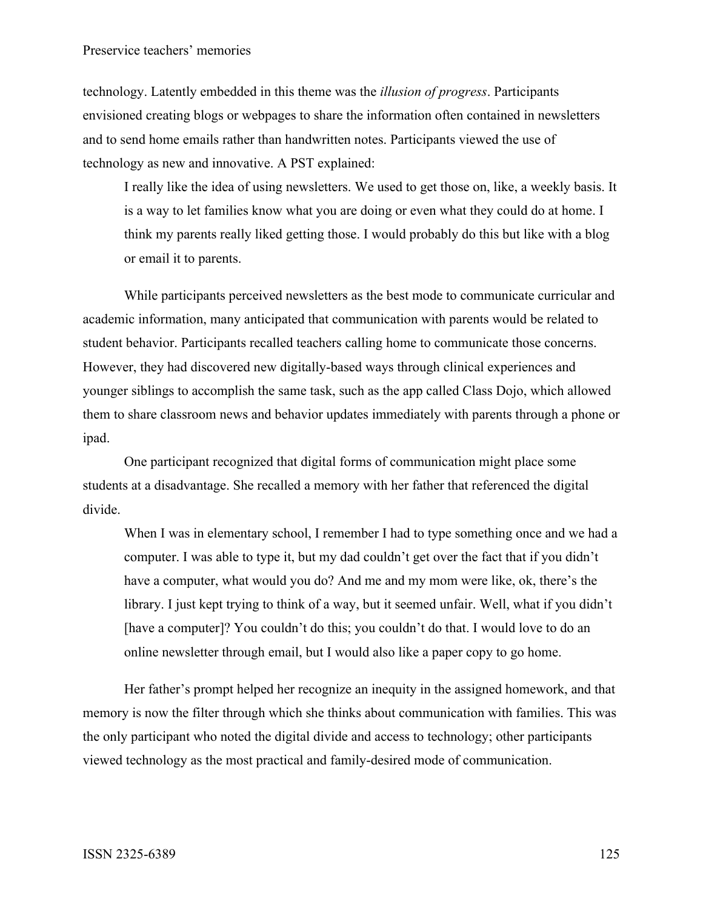technology. Latently embedded in this theme was the *illusion of progress*. Participants envisioned creating blogs or webpages to share the information often contained in newsletters and to send home emails rather than handwritten notes. Participants viewed the use of technology as new and innovative. A PST explained:

> I really like the idea of using newsletters. We used to get those on, like, a weekly basis. It is a way to let families know what you are doing or even what they could do at home. I think my parents really liked getting those. I would probably do this but like with a blog or email it to parents.

While participants perceived newsletters as the best mode to communicate curricular and academic information, many anticipated that communication with parents would be related to student behavior. Participants recalled teachers calling home to communicate those concerns. However, they had discovered new digitally-based ways through clinical experiences and younger siblings to accomplish the same task, such as the app called Class Dojo, which allowed them to share classroom news and behavior updates immediately with parents through a phone or ipad.

One participant recognized that digital forms of communication might place some students at a disadvantage. She recalled a memory with her father that referenced the digital divide.

> When I was in elementary school, I remember I had to type something once and we had a computer. I was able to type it, but my dad couldn't get over the fact that if you didn't have a computer, what would you do? And me and my mom were like, ok, there's the library. I just kept trying to think of a way, but it seemed unfair. Well, what if you didn't [have a computer]? You couldn't do this; you couldn't do that. I would love to do an online newsletter through email, but I would also like a paper copy to go home.

Her father's prompt helped her recognize an inequity in the assigned homework, and that memory is now the filter through which she thinks about communication with families. This was the only participant who noted the digital divide and access to technology; other participants viewed technology as the most practical and family-desired mode of communication.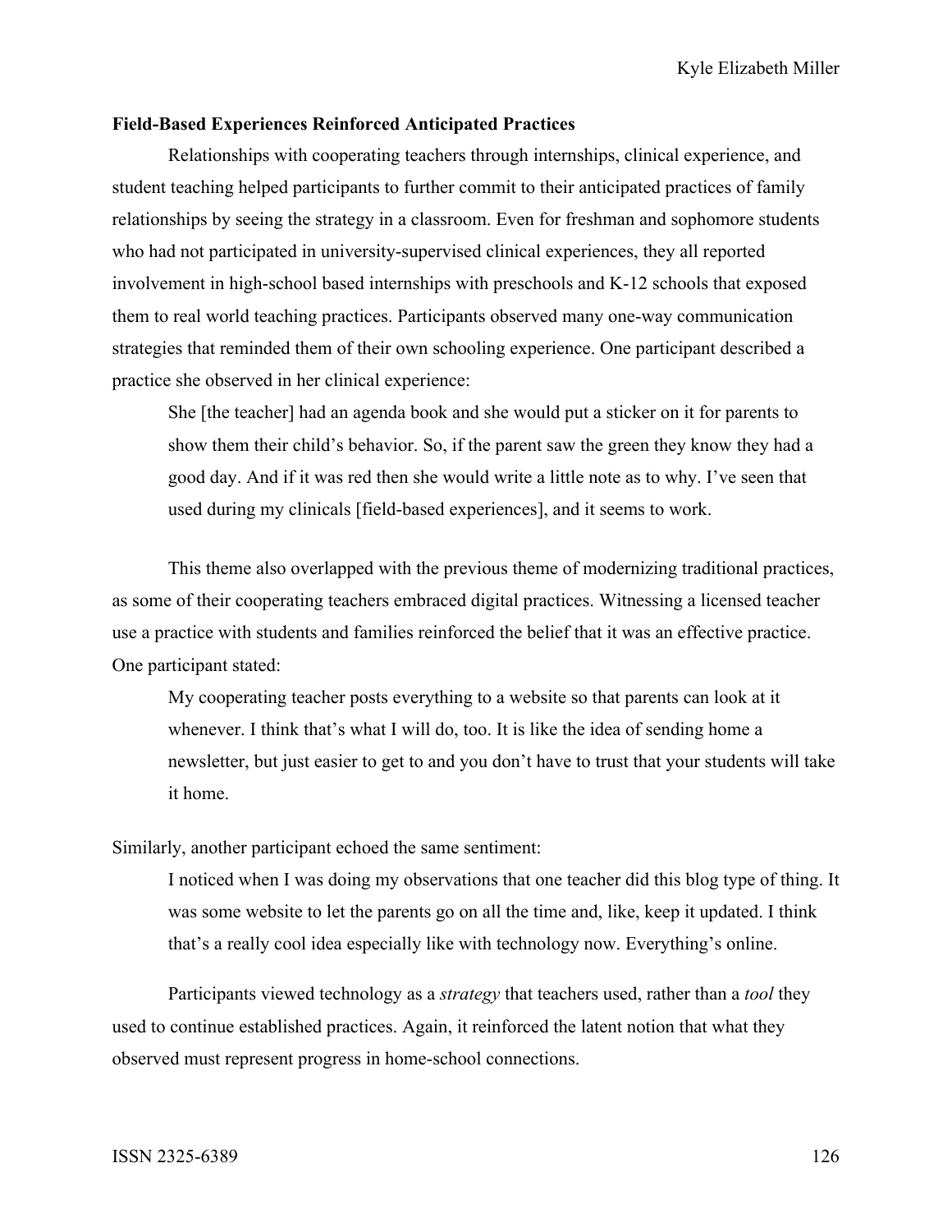**Field-Based Experiences Reinforced Anticipated Practices**

Relationships with cooperating teachers through internships, clinical experience, and student teaching helped participants to further commit to their anticipated practices of family relationships by seeing the strategy in a classroom. Even for freshman and sophomore students who had not participated in university-supervised clinical experiences, they all reported involvement in high-school based internships with preschools and K-12 schools that exposed them to real world teaching practices. Participants observed many one-way communication strategies that reminded them of their own schooling experience. One participant described a practice she observed in her clinical experience:

> She [the teacher] had an agenda book and she would put a sticker on it for parents to show them their child's behavior. So, if the parent saw the green they know they had a good day. And if it was red then she would write a little note as to why. I've seen that used during my clinicals [field-based experiences], and it seems to work.

This theme also overlapped with the previous theme of modernizing traditional practices, as some of their cooperating teachers embraced digital practices. Witnessing a licensed teacher use a practice with students and families reinforced the belief that it was an effective practice. One participant stated:

> My cooperating teacher posts everything to a website so that parents can look at it whenever. I think that's what I will do, too. It is like the idea of sending home a newsletter, but just easier to get to and you don't have to trust that your students will take it home.

Similarly, another participant echoed the same sentiment:

> I noticed when I was doing my observations that one teacher did this blog type of thing. It was some website to let the parents go on all the time and, like, keep it updated. I think that's a really cool idea especially like with technology now. Everything's online.

Participants viewed technology as a *strategy* that teachers used, rather than a *tool* they used to continue established practices. Again, it reinforced the latent notion that what they observed must represent progress in home-school connections.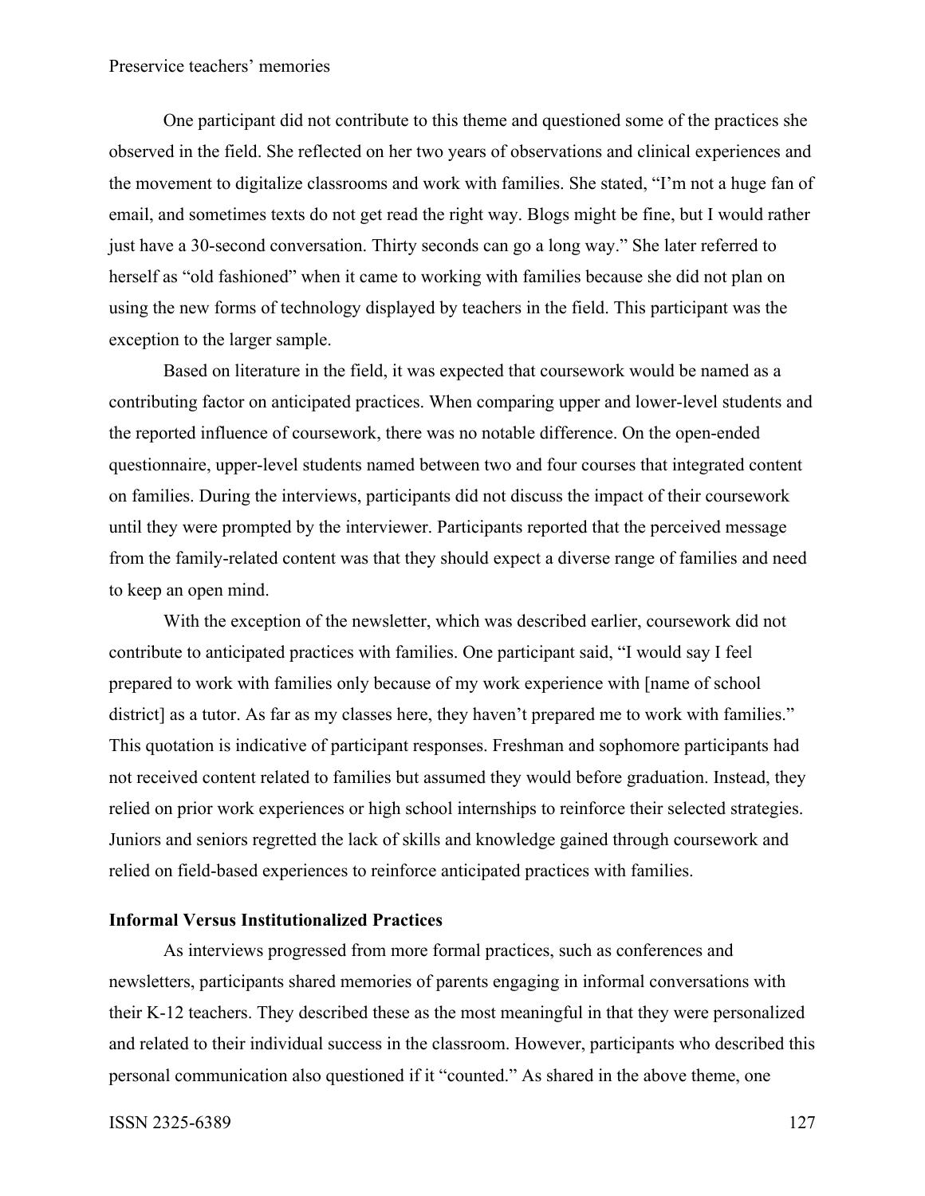One participant did not contribute to this theme and questioned some of the practices she observed in the field. She reflected on her two years of observations and clinical experiences and the movement to digitalize classrooms and work with families. She stated, “I’m not a huge fan of email, and sometimes texts do not get read the right way. Blogs might be fine, but I would rather just have a 30-second conversation. Thirty seconds can go a long way.” She later referred to herself as “old fashioned” when it came to working with families because she did not plan on using the new forms of technology displayed by teachers in the field. This participant was the exception to the larger sample.

Based on literature in the field, it was expected that coursework would be named as a contributing factor on anticipated practices. When comparing upper and lower-level students and the reported influence of coursework, there was no notable difference. On the open-ended questionnaire, upper-level students named between two and four courses that integrated content on families. During the interviews, participants did not discuss the impact of their coursework until they were prompted by the interviewer. Participants reported that the perceived message from the family-related content was that they should expect a diverse range of families and need to keep an open mind.

With the exception of the newsletter, which was described earlier, coursework did not contribute to anticipated practices with families. One participant said, “I would say I feel prepared to work with families only because of my work experience with [name of school district] as a tutor. As far as my classes here, they haven’t prepared me to work with families.” This quotation is indicative of participant responses. Freshman and sophomore participants had not received content related to families but assumed they would before graduation. Instead, they relied on prior work experiences or high school internships to reinforce their selected strategies. Juniors and seniors regretted the lack of skills and knowledge gained through coursework and relied on field-based experiences to reinforce anticipated practices with families.

**Informal Versus Institutionalized Practices**

As interviews progressed from more formal practices, such as conferences and newsletters, participants shared memories of parents engaging in informal conversations with their K-12 teachers. They described these as the most meaningful in that they were personalized and related to their individual success in the classroom. However, participants who described this personal communication also questioned if it “counted.” As shared in the above theme, one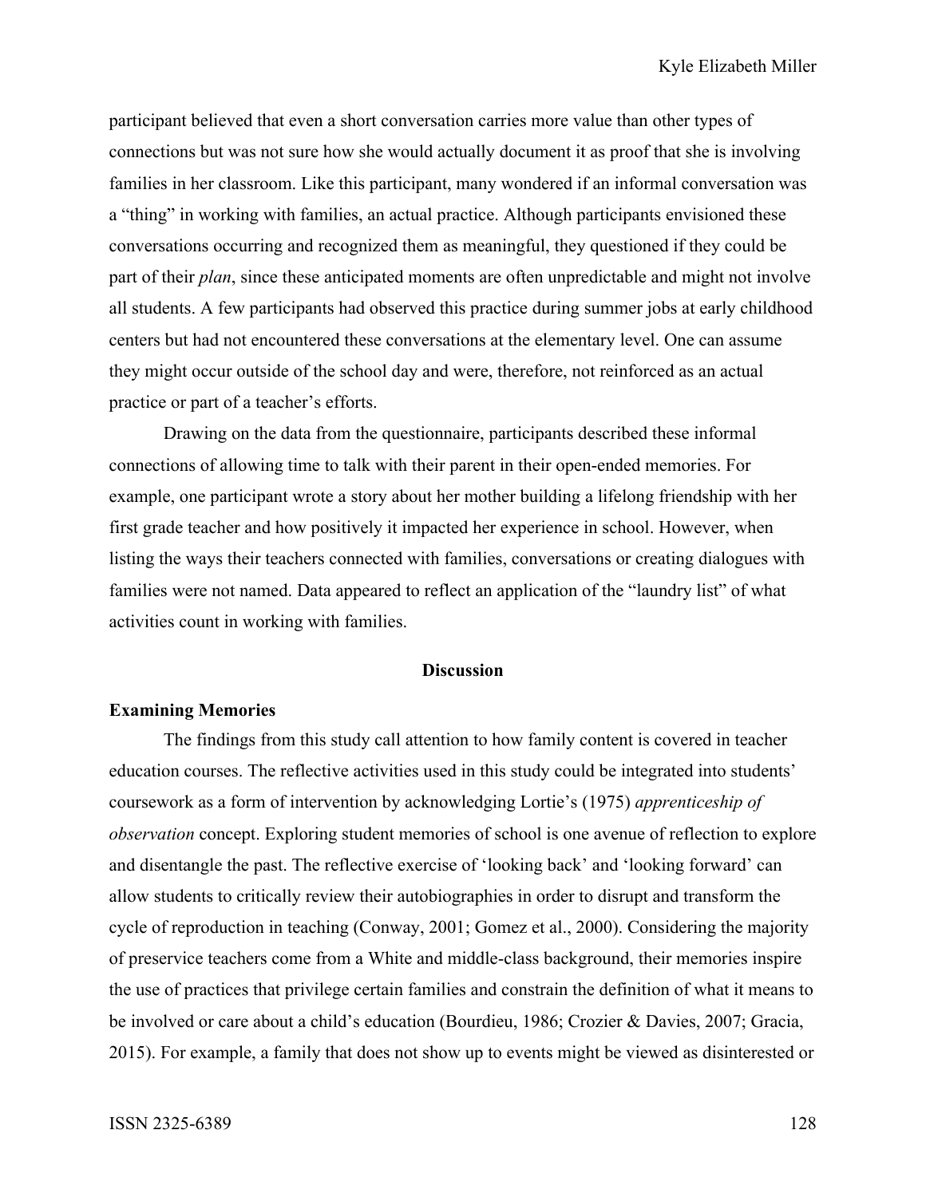participant believed that even a short conversation carries more value than other types of connections but was not sure how she would actually document it as proof that she is involving families in her classroom. Like this participant, many wondered if an informal conversation was a "thing" in working with families, an actual practice. Although participants envisioned these conversations occurring and recognized them as meaningful, they questioned if they could be part of their *plan*, since these anticipated moments are often unpredictable and might not involve all students. A few participants had observed this practice during summer jobs at early childhood centers but had not encountered these conversations at the elementary level. One can assume they might occur outside of the school day and were, therefore, not reinforced as an actual practice or part of a teacher's efforts.

Drawing on the data from the questionnaire, participants described these informal connections of allowing time to talk with their parent in their open-ended memories. For example, one participant wrote a story about her mother building a lifelong friendship with her first grade teacher and how positively it impacted her experience in school. However, when listing the ways their teachers connected with families, conversations or creating dialogues with families were not named. Data appeared to reflect an application of the "laundry list" of what activities count in working with families.

## Discussion

### Examining Memories

The findings from this study call attention to how family content is covered in teacher education courses. The reflective activities used in this study could be integrated into students' coursework as a form of intervention by acknowledging Lortie's (1975) *apprenticeship of observation* concept. Exploring student memories of school is one avenue of reflection to explore and disentangle the past. The reflective exercise of 'looking back' and 'looking forward' can allow students to critically review their autobiographies in order to disrupt and transform the cycle of reproduction in teaching (Conway, 2001; Gomez et al., 2000). Considering the majority of preservice teachers come from a White and middle-class background, their memories inspire the use of practices that privilege certain families and constrain the definition of what it means to be involved or care about a child's education (Bourdieu, 1986; Crozier & Davies, 2007; Gracia, 2015). For example, a family that does not show up to events might be viewed as disinterested or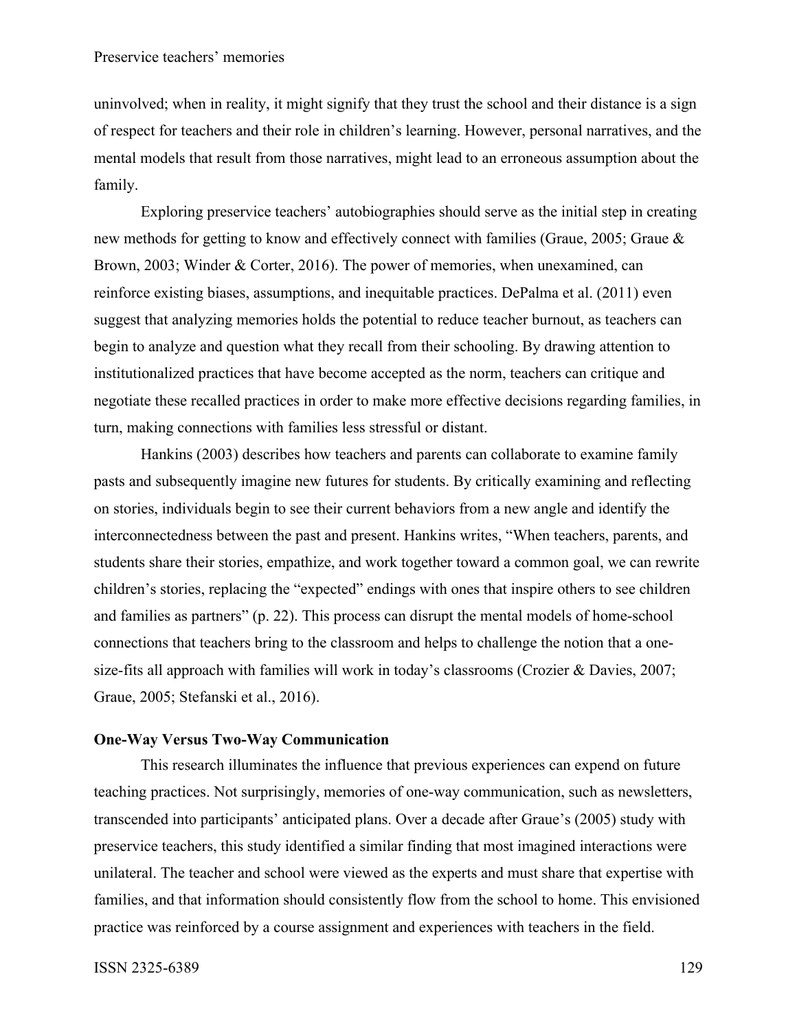uninvolved; when in reality, it might signify that they trust the school and their distance is a sign of respect for teachers and their role in children's learning. However, personal narratives, and the mental models that result from those narratives, might lead to an erroneous assumption about the family.

Exploring preservice teachers' autobiographies should serve as the initial step in creating new methods for getting to know and effectively connect with families (Graue, 2005; Graue & Brown, 2003; Winder & Corter, 2016). The power of memories, when unexamined, can reinforce existing biases, assumptions, and inequitable practices. DePalma et al. (2011) even suggest that analyzing memories holds the potential to reduce teacher burnout, as teachers can begin to analyze and question what they recall from their schooling. By drawing attention to institutionalized practices that have become accepted as the norm, teachers can critique and negotiate these recalled practices in order to make more effective decisions regarding families, in turn, making connections with families less stressful or distant.

Hankins (2003) describes how teachers and parents can collaborate to examine family pasts and subsequently imagine new futures for students. By critically examining and reflecting on stories, individuals begin to see their current behaviors from a new angle and identify the interconnectedness between the past and present. Hankins writes, "When teachers, parents, and students share their stories, empathize, and work together toward a common goal, we can rewrite children's stories, replacing the "expected" endings with ones that inspire others to see children and families as partners" (p. 22). This process can disrupt the mental models of home-school connections that teachers bring to the classroom and helps to challenge the notion that a one-size-fits all approach with families will work in today's classrooms (Crozier & Davies, 2007; Graue, 2005; Stefanski et al., 2016).

### One-Way Versus Two-Way Communication

This research illuminates the influence that previous experiences can expend on future teaching practices. Not surprisingly, memories of one-way communication, such as newsletters, transcended into participants' anticipated plans. Over a decade after Graue's (2005) study with preservice teachers, this study identified a similar finding that most imagined interactions were unilateral. The teacher and school were viewed as the experts and must share that expertise with families, and that information should consistently flow from the school to home. This envisioned practice was reinforced by a course assignment and experiences with teachers in the field.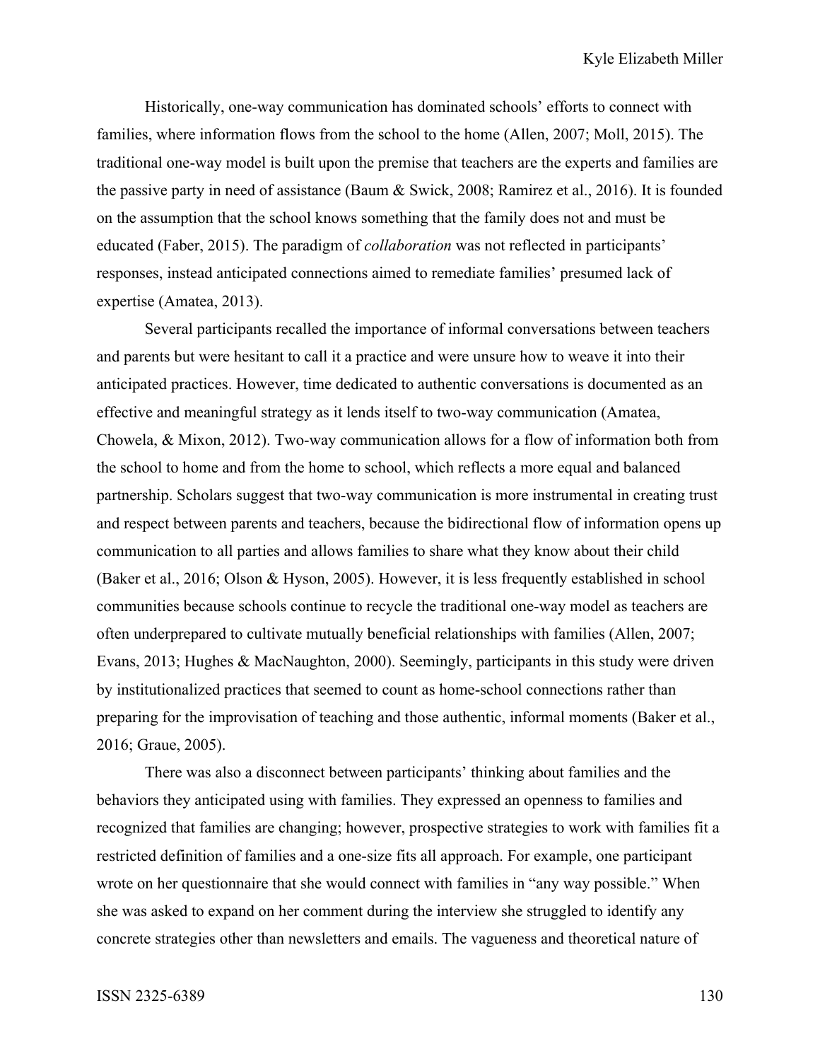Historically, one-way communication has dominated schools' efforts to connect with families, where information flows from the school to the home (Allen, 2007; Moll, 2015). The traditional one-way model is built upon the premise that teachers are the experts and families are the passive party in need of assistance (Baum & Swick, 2008; Ramirez et al., 2016). It is founded on the assumption that the school knows something that the family does not and must be educated (Faber, 2015). The paradigm of *collaboration* was not reflected in participants' responses, instead anticipated connections aimed to remediate families' presumed lack of expertise (Amatea, 2013).

Several participants recalled the importance of informal conversations between teachers and parents but were hesitant to call it a practice and were unsure how to weave it into their anticipated practices. However, time dedicated to authentic conversations is documented as an effective and meaningful strategy as it lends itself to two-way communication (Amatea, Chowela, & Mixon, 2012). Two-way communication allows for a flow of information both from the school to home and from the home to school, which reflects a more equal and balanced partnership. Scholars suggest that two-way communication is more instrumental in creating trust and respect between parents and teachers, because the bidirectional flow of information opens up communication to all parties and allows families to share what they know about their child (Baker et al., 2016; Olson & Hyson, 2005). However, it is less frequently established in school communities because schools continue to recycle the traditional one-way model as teachers are often underprepared to cultivate mutually beneficial relationships with families (Allen, 2007; Evans, 2013; Hughes & MacNaughton, 2000). Seemingly, participants in this study were driven by institutionalized practices that seemed to count as home-school connections rather than preparing for the improvisation of teaching and those authentic, informal moments (Baker et al., 2016; Graue, 2005).

There was also a disconnect between participants' thinking about families and the behaviors they anticipated using with families. They expressed an openness to families and recognized that families are changing; however, prospective strategies to work with families fit a restricted definition of families and a one-size fits all approach. For example, one participant wrote on her questionnaire that she would connect with families in "any way possible." When she was asked to expand on her comment during the interview she struggled to identify any concrete strategies other than newsletters and emails. The vagueness and theoretical nature of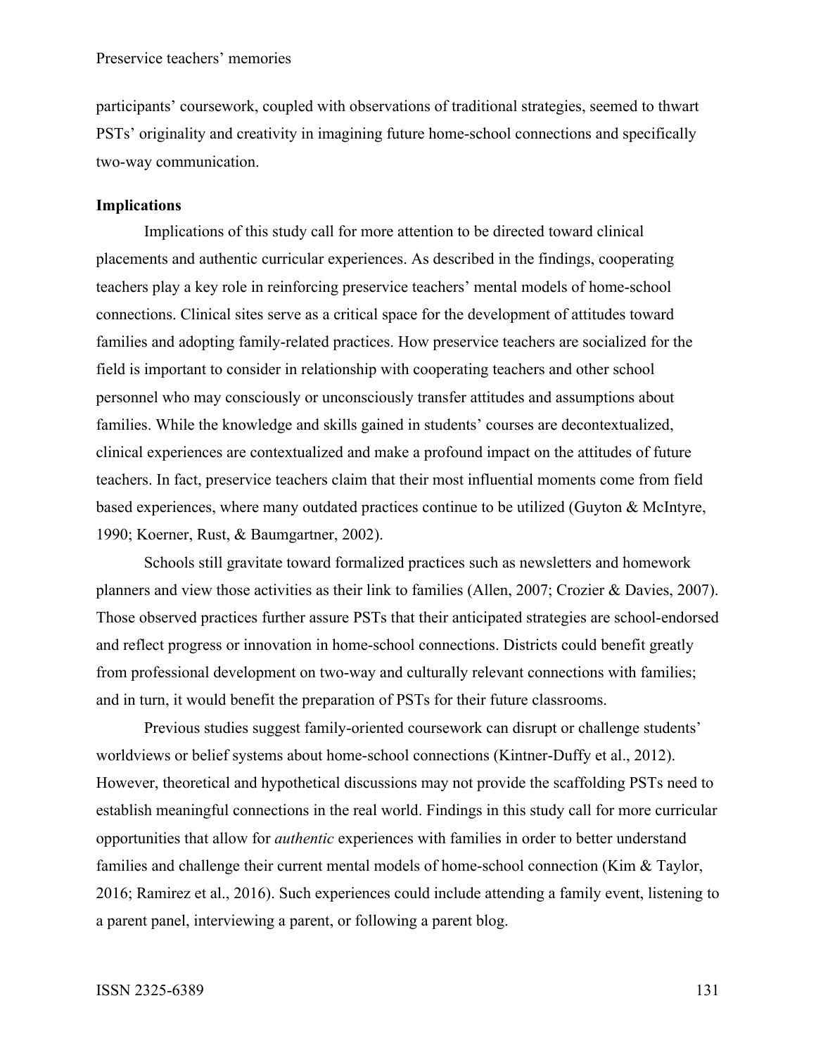participants' coursework, coupled with observations of traditional strategies, seemed to thwart PSTs' originality and creativity in imagining future home-school connections and specifically two-way communication.

**Implications**

Implications of this study call for more attention to be directed toward clinical placements and authentic curricular experiences. As described in the findings, cooperating teachers play a key role in reinforcing preservice teachers' mental models of home-school connections. Clinical sites serve as a critical space for the development of attitudes toward families and adopting family-related practices. How preservice teachers are socialized for the field is important to consider in relationship with cooperating teachers and other school personnel who may consciously or unconsciously transfer attitudes and assumptions about families. While the knowledge and skills gained in students' courses are decontextualized, clinical experiences are contextualized and make a profound impact on the attitudes of future teachers. In fact, preservice teachers claim that their most influential moments come from field based experiences, where many outdated practices continue to be utilized (Guyton & McIntyre, 1990; Koerner, Rust, & Baumgartner, 2002).

Schools still gravitate toward formalized practices such as newsletters and homework planners and view those activities as their link to families (Allen, 2007; Crozier & Davies, 2007). Those observed practices further assure PSTs that their anticipated strategies are school-endorsed and reflect progress or innovation in home-school connections. Districts could benefit greatly from professional development on two-way and culturally relevant connections with families; and in turn, it would benefit the preparation of PSTs for their future classrooms.

Previous studies suggest family-oriented coursework can disrupt or challenge students' worldviews or belief systems about home-school connections (Kintner-Duffy et al., 2012). However, theoretical and hypothetical discussions may not provide the scaffolding PSTs need to establish meaningful connections in the real world. Findings in this study call for more curricular opportunities that allow for *authentic* experiences with families in order to better understand families and challenge their current mental models of home-school connection (Kim & Taylor, 2016; Ramirez et al., 2016). Such experiences could include attending a family event, listening to a parent panel, interviewing a parent, or following a parent blog.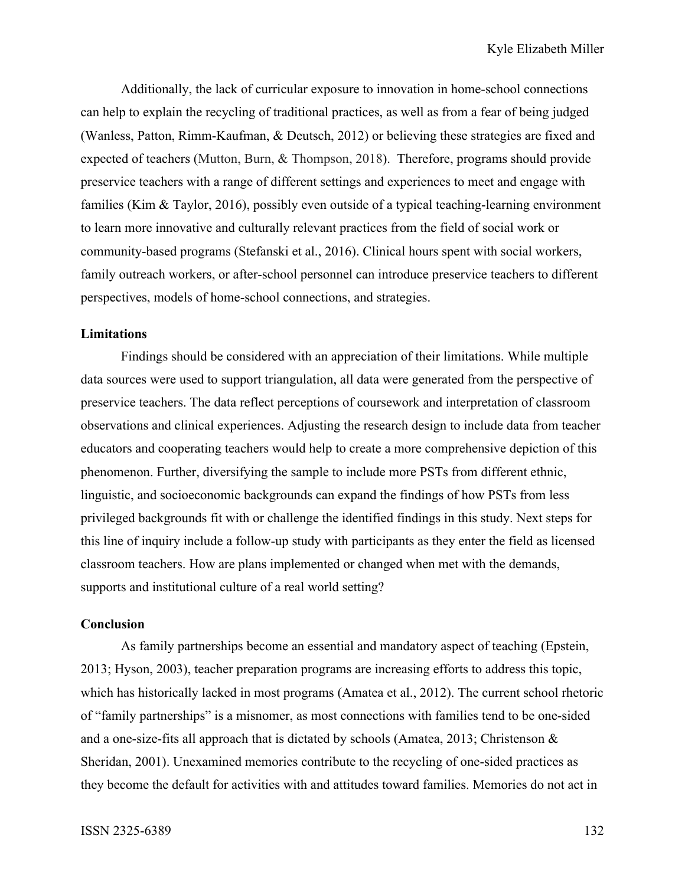Additionally, the lack of curricular exposure to innovation in home-school connections can help to explain the recycling of traditional practices, as well as from a fear of being judged (Wanless, Patton, Rimm-Kaufman, & Deutsch, 2012) or believing these strategies are fixed and expected of teachers (Mutton, Burn, & Thompson, 2018). Therefore, programs should provide preservice teachers with a range of different settings and experiences to meet and engage with families (Kim & Taylor, 2016), possibly even outside of a typical teaching-learning environment to learn more innovative and culturally relevant practices from the field of social work or community-based programs (Stefanski et al., 2016). Clinical hours spent with social workers, family outreach workers, or after-school personnel can introduce preservice teachers to different perspectives, models of home-school connections, and strategies.

**Limitations**

Findings should be considered with an appreciation of their limitations. While multiple data sources were used to support triangulation, all data were generated from the perspective of preservice teachers. The data reflect perceptions of coursework and interpretation of classroom observations and clinical experiences. Adjusting the research design to include data from teacher educators and cooperating teachers would help to create a more comprehensive depiction of this phenomenon. Further, diversifying the sample to include more PSTs from different ethnic, linguistic, and socioeconomic backgrounds can expand the findings of how PSTs from less privileged backgrounds fit with or challenge the identified findings in this study. Next steps for this line of inquiry include a follow-up study with participants as they enter the field as licensed classroom teachers. How are plans implemented or changed when met with the demands, supports and institutional culture of a real world setting?

**Conclusion**

As family partnerships become an essential and mandatory aspect of teaching (Epstein, 2013; Hyson, 2003), teacher preparation programs are increasing efforts to address this topic, which has historically lacked in most programs (Amatea et al., 2012). The current school rhetoric of "family partnerships" is a misnomer, as most connections with families tend to be one-sided and a one-size-fits all approach that is dictated by schools (Amatea, 2013; Christenson & Sheridan, 2001). Unexamined memories contribute to the recycling of one-sided practices as they become the default for activities with and attitudes toward families. Memories do not act in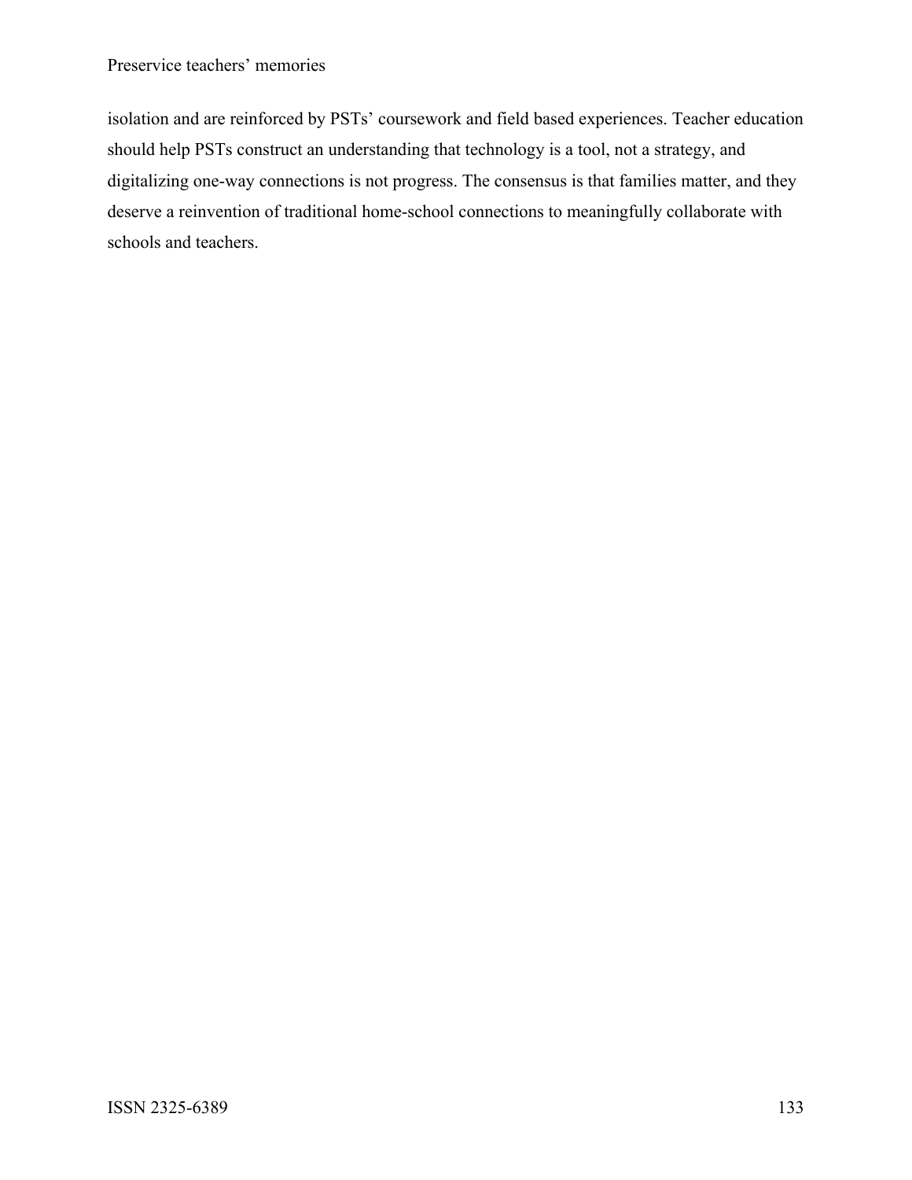isolation and are reinforced by PSTs' coursework and field based experiences. Teacher education should help PSTs construct an understanding that technology is a tool, not a strategy, and digitalizing one-way connections is not progress. The consensus is that families matter, and they deserve a reinvention of traditional home-school connections to meaningfully collaborate with schools and teachers.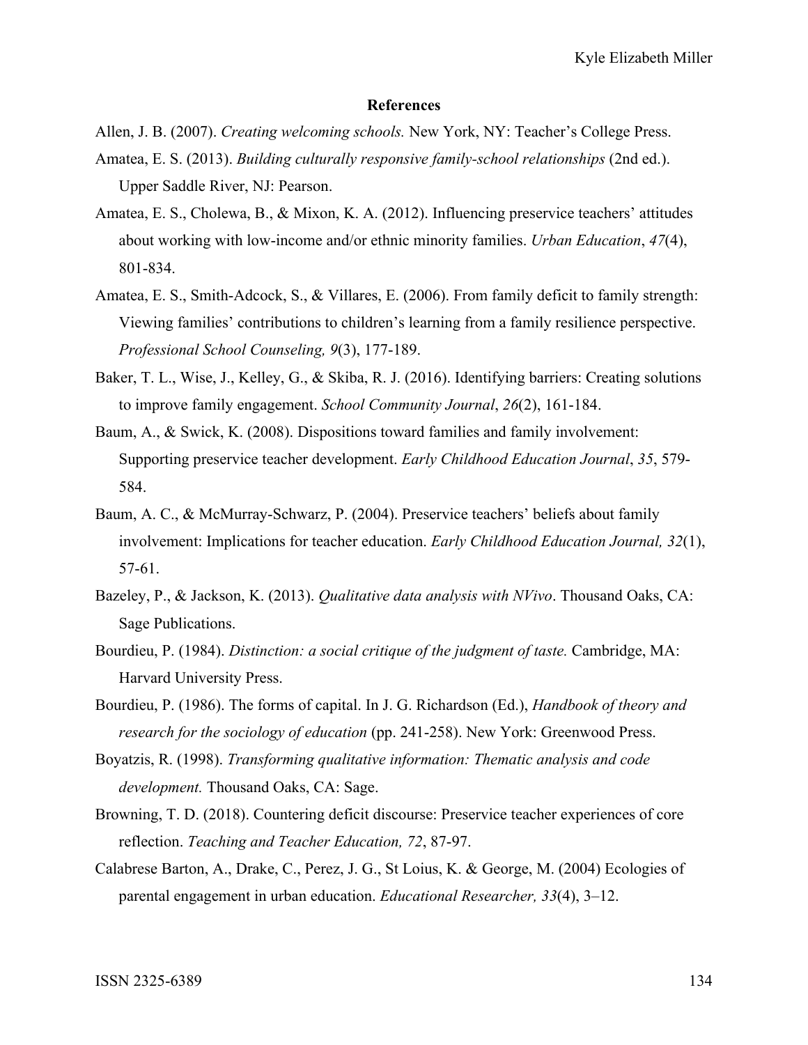## References

Allen, J. B. (2007). *Creating welcoming schools.* New York, NY: Teacher's College Press.

Amatea, E. S. (2013). *Building culturally responsive family-school relationships* (2nd ed.). Upper Saddle River, NJ: Pearson.

Amatea, E. S., Cholewa, B., & Mixon, K. A. (2012). Influencing preservice teachers' attitudes about working with low-income and/or ethnic minority families. *Urban Education*, *47*(4), 801-834.

Amatea, E. S., Smith-Adcock, S., & Villares, E. (2006). From family deficit to family strength: Viewing families' contributions to children's learning from a family resilience perspective. *Professional School Counseling, 9*(3), 177-189.

Baker, T. L., Wise, J., Kelley, G., & Skiba, R. J. (2016). Identifying barriers: Creating solutions to improve family engagement. *School Community Journal*, *26*(2), 161-184.

Baum, A., & Swick, K. (2008). Dispositions toward families and family involvement: Supporting preservice teacher development. *Early Childhood Education Journal*, *35*, 579-584.

Baum, A. C., & McMurray-Schwarz, P. (2004). Preservice teachers' beliefs about family involvement: Implications for teacher education. *Early Childhood Education Journal, 32*(1), 57-61.

Bazeley, P., & Jackson, K. (2013). *Qualitative data analysis with NVivo*. Thousand Oaks, CA: Sage Publications.

Bourdieu, P. (1984). *Distinction: a social critique of the judgment of taste.* Cambridge, MA: Harvard University Press.

Bourdieu, P. (1986). The forms of capital. In J. G. Richardson (Ed.), *Handbook of theory and research for the sociology of education* (pp. 241-258). New York: Greenwood Press.

Boyatzis, R. (1998). *Transforming qualitative information: Thematic analysis and code development.* Thousand Oaks, CA: Sage.

Browning, T. D. (2018). Countering deficit discourse: Preservice teacher experiences of core reflection. *Teaching and Teacher Education, 72*, 87-97.

Calabrese Barton, A., Drake, C., Perez, J. G., St Loius, K. & George, M. (2004) Ecologies of parental engagement in urban education. *Educational Researcher, 33*(4), 3–12.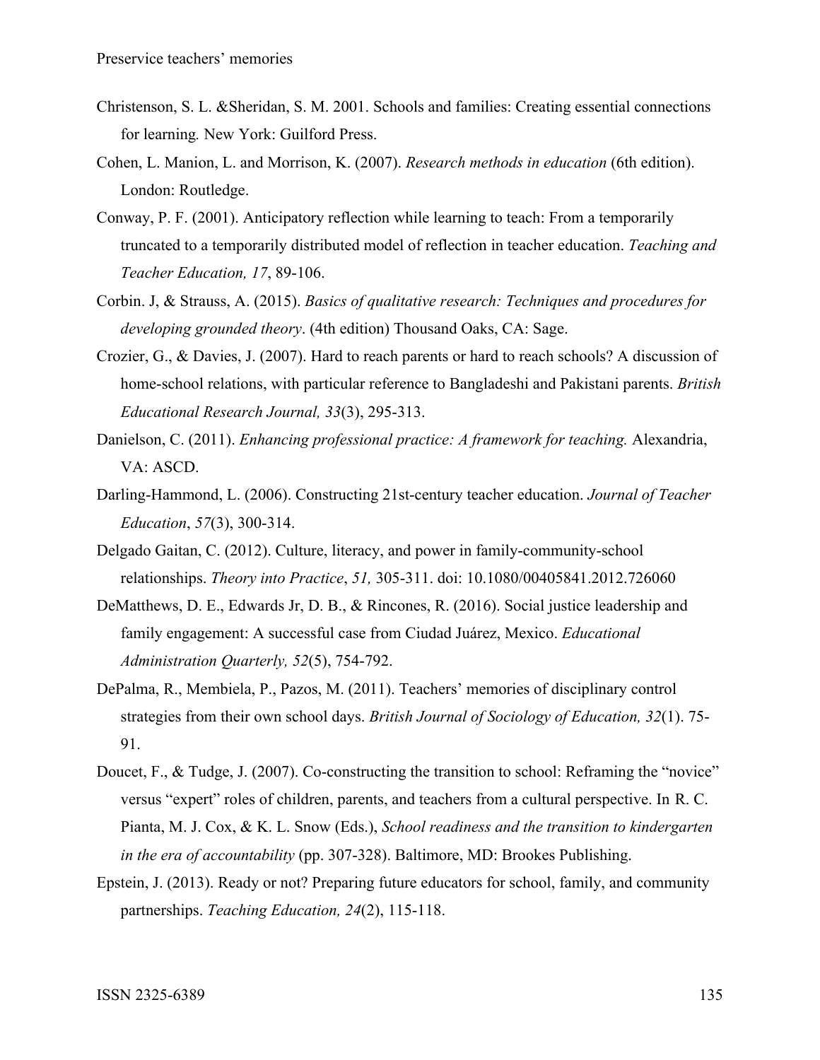Christenson, S. L. &Sheridan, S. M. 2001. Schools and families: Creating essential connections for learning*.* New York: Guilford Press.

Cohen, L. Manion, L. and Morrison, K. (2007). *Research methods in education* (6th edition). London: Routledge.

Conway, P. F. (2001). Anticipatory reflection while learning to teach: From a temporarily truncated to a temporarily distributed model of reflection in teacher education. *Teaching and Teacher Education, 17*, 89-106.

Corbin. J, & Strauss, A. (2015). *Basics of qualitative research: Techniques and procedures for developing grounded theory*. (4th edition) Thousand Oaks, CA: Sage.

Crozier, G., & Davies, J. (2007). Hard to reach parents or hard to reach schools? A discussion of home-school relations, with particular reference to Bangladeshi and Pakistani parents. *British Educational Research Journal, 33*(3), 295-313.

Danielson, C. (2011). *Enhancing professional practice: A framework for teaching.* Alexandria, VA: ASCD.

Darling-Hammond, L. (2006). Constructing 21st-century teacher education. *Journal of Teacher Education*, *57*(3), 300-314.

Delgado Gaitan, C. (2012). Culture, literacy, and power in family-community-school relationships. *Theory into Practice*, *51,* 305-311. doi: 10.1080/00405841.2012.726060

DeMatthews, D. E., Edwards Jr, D. B., & Rincones, R. (2016). Social justice leadership and family engagement: A successful case from Ciudad Juárez, Mexico. *Educational Administration Quarterly, 52*(5), 754-792.

DePalma, R., Membiela, P., Pazos, M. (2011). Teachers' memories of disciplinary control strategies from their own school days. *British Journal of Sociology of Education, 32*(1). 75-91.

Doucet, F., & Tudge, J. (2007). Co-constructing the transition to school: Reframing the "novice" versus "expert" roles of children, parents, and teachers from a cultural perspective. In R. C. Pianta, M. J. Cox, & K. L. Snow (Eds.), *School readiness and the transition to kindergarten in the era of accountability* (pp. 307-328). Baltimore, MD: Brookes Publishing.

Epstein, J. (2013). Ready or not? Preparing future educators for school, family, and community partnerships. *Teaching Education, 24*(2), 115-118.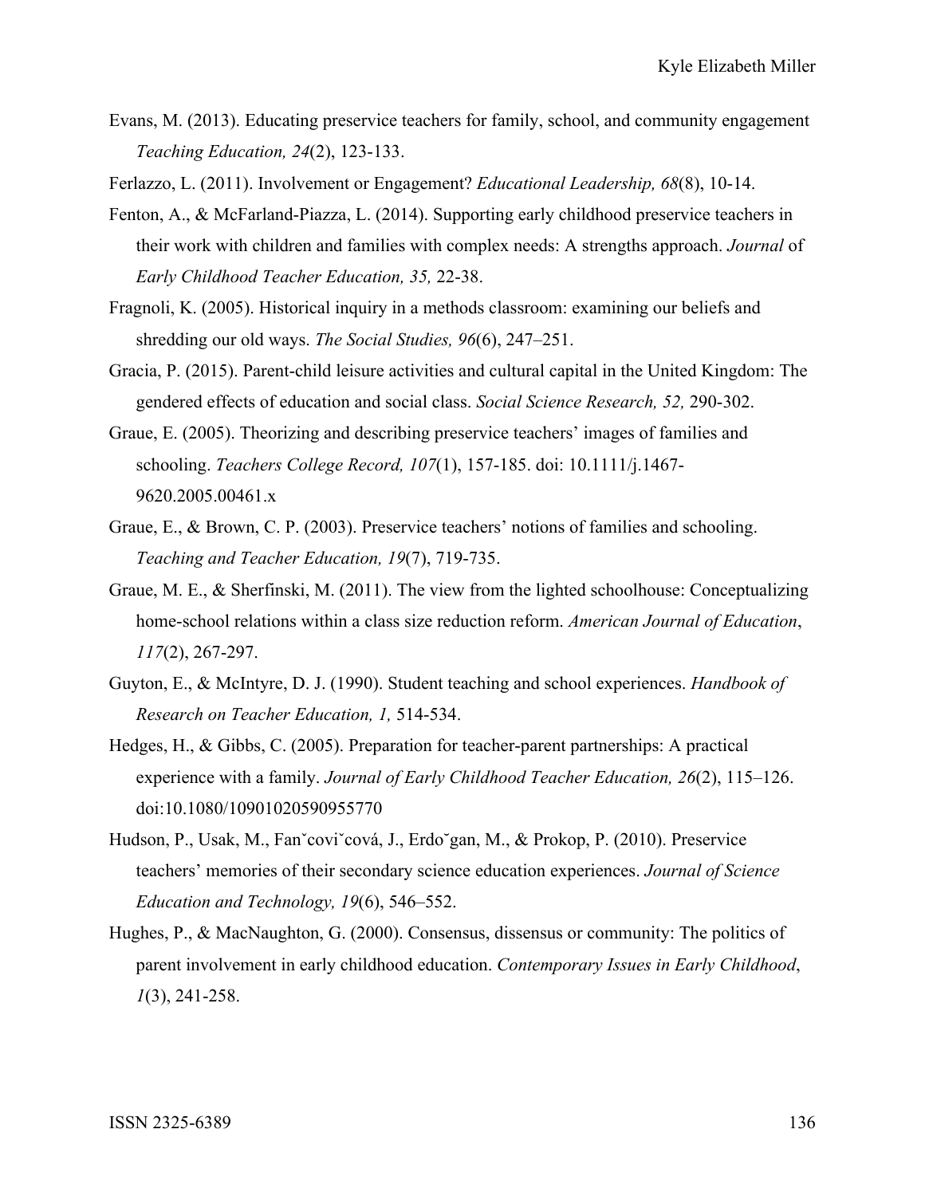Evans, M. (2013). Educating preservice teachers for family, school, and community engagement *Teaching Education, 24*(2), 123-133.

Ferlazzo, L. (2011). Involvement or Engagement? *Educational Leadership, 68*(8), 10-14.

Fenton, A., & McFarland-Piazza, L. (2014). Supporting early childhood preservice teachers in their work with children and families with complex needs: A strengths approach. *Journal* of *Early Childhood Teacher Education, 35,* 22-38.

Fragnoli, K. (2005). Historical inquiry in a methods classroom: examining our beliefs and shredding our old ways. *The Social Studies, 96*(6), 247–251.

Gracia, P. (2015). Parent-child leisure activities and cultural capital in the United Kingdom: The gendered effects of education and social class. *Social Science Research, 52,* 290-302.

Graue, E. (2005). Theorizing and describing preservice teachers' images of families and schooling. *Teachers College Record, 107*(1), 157-185. doi: 10.1111/j.1467-9620.2005.00461.x

Graue, E., & Brown, C. P. (2003). Preservice teachers' notions of families and schooling. *Teaching and Teacher Education, 19*(7), 719-735.

Graue, M. E., & Sherfinski, M. (2011). The view from the lighted schoolhouse: Conceptualizing home-school relations within a class size reduction reform. *American Journal of Education*, *117*(2), 267-297.

Guyton, E., & McIntyre, D. J. (1990). Student teaching and school experiences. *Handbook of Research on Teacher Education, 1,* 514-534.

Hedges, H., & Gibbs, C. (2005). Preparation for teacher-parent partnerships: A practical experience with a family. *Journal of Early Childhood Teacher Education, 26*(2), 115–126. doi:10.1080/10901020590955770

Hudson, P., Usak, M., Fanˇcoviˇcová, J., Erdoˇgan, M., & Prokop, P. (2010). Preservice teachers' memories of their secondary science education experiences. *Journal of Science Education and Technology, 19*(6), 546–552.

Hughes, P., & MacNaughton, G. (2000). Consensus, dissensus or community: The politics of parent involvement in early childhood education. *Contemporary Issues in Early Childhood*, *1*(3), 241-258.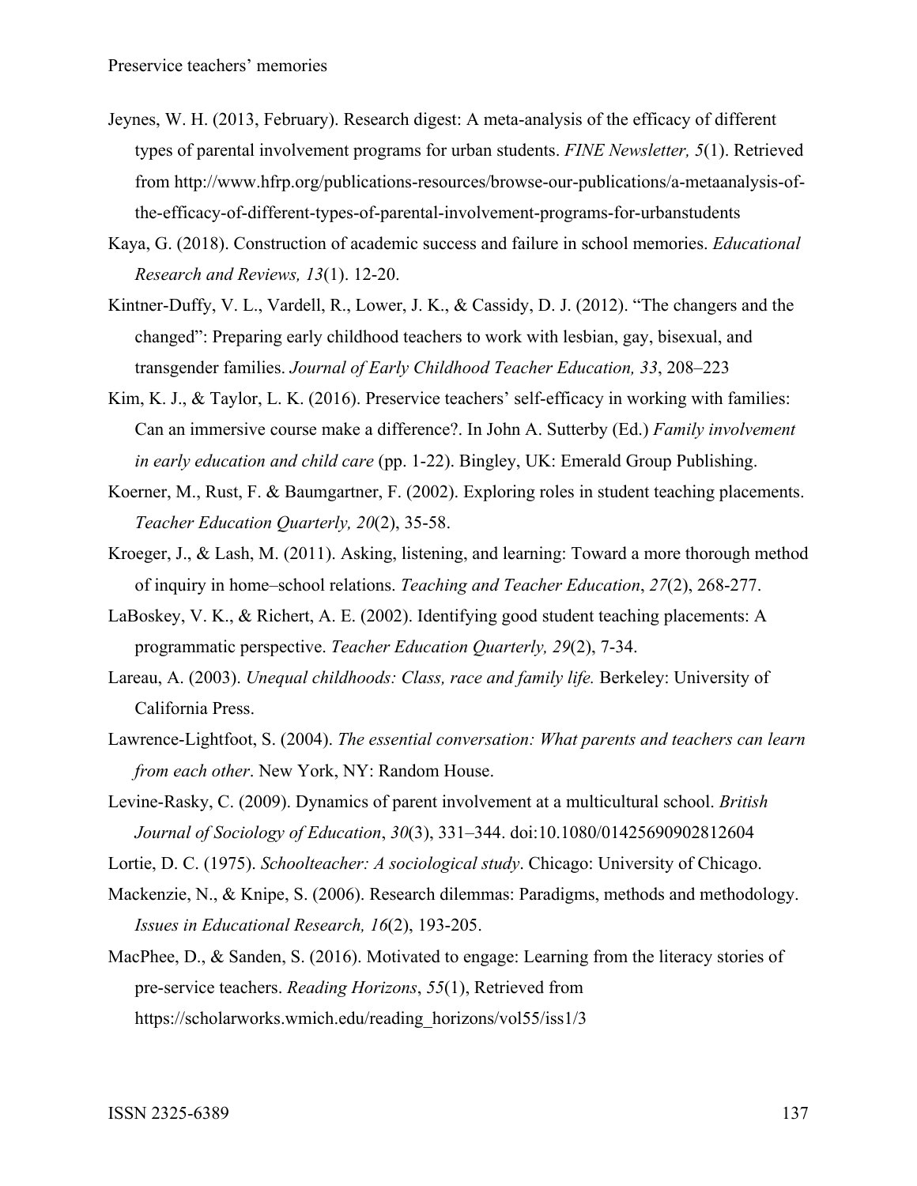Jeynes, W. H. (2013, February). Research digest: A meta-analysis of the efficacy of different types of parental involvement programs for urban students. *FINE Newsletter, 5*(1). Retrieved from http://www.hfrp.org/publications-resources/browse-our-publications/a-metaanalysis-of-the-efficacy-of-different-types-of-parental-involvement-programs-for-urbanstudents

Kaya, G. (2018). Construction of academic success and failure in school memories. *Educational Research and Reviews, 13*(1). 12-20.

Kintner-Duffy, V. L., Vardell, R., Lower, J. K., & Cassidy, D. J. (2012). "The changers and the changed": Preparing early childhood teachers to work with lesbian, gay, bisexual, and transgender families. *Journal of Early Childhood Teacher Education, 33*, 208–223

Kim, K. J., & Taylor, L. K. (2016). Preservice teachers' self-efficacy in working with families: Can an immersive course make a difference?. In John A. Sutterby (Ed.) *Family involvement in early education and child care* (pp. 1-22). Bingley, UK: Emerald Group Publishing.

Koerner, M., Rust, F. & Baumgartner, F. (2002). Exploring roles in student teaching placements. *Teacher Education Quarterly, 20*(2), 35-58.

Kroeger, J., & Lash, M. (2011). Asking, listening, and learning: Toward a more thorough method of inquiry in home–school relations. *Teaching and Teacher Education*, *27*(2), 268-277.

LaBoskey, V. K., & Richert, A. E. (2002). Identifying good student teaching placements: A programmatic perspective. *Teacher Education Quarterly, 29*(2), 7-34.

Lareau, A. (2003). *Unequal childhoods: Class, race and family life.* Berkeley: University of California Press.

Lawrence-Lightfoot, S. (2004). *The essential conversation: What parents and teachers can learn from each other*. New York, NY: Random House.

Levine-Rasky, C. (2009). Dynamics of parent involvement at a multicultural school. *British Journal of Sociology of Education*, *30*(3), 331–344. doi:10.1080/01425690902812604

Lortie, D. C. (1975). *Schoolteacher: A sociological study*. Chicago: University of Chicago.

Mackenzie, N., & Knipe, S. (2006). Research dilemmas: Paradigms, methods and methodology. *Issues in Educational Research, 16*(2), 193-205.

MacPhee, D., & Sanden, S. (2016). Motivated to engage: Learning from the literacy stories of pre-service teachers. *Reading Horizons*, *55*(1), Retrieved from https://scholarworks.wmich.edu/reading_horizons/vol55/iss1/3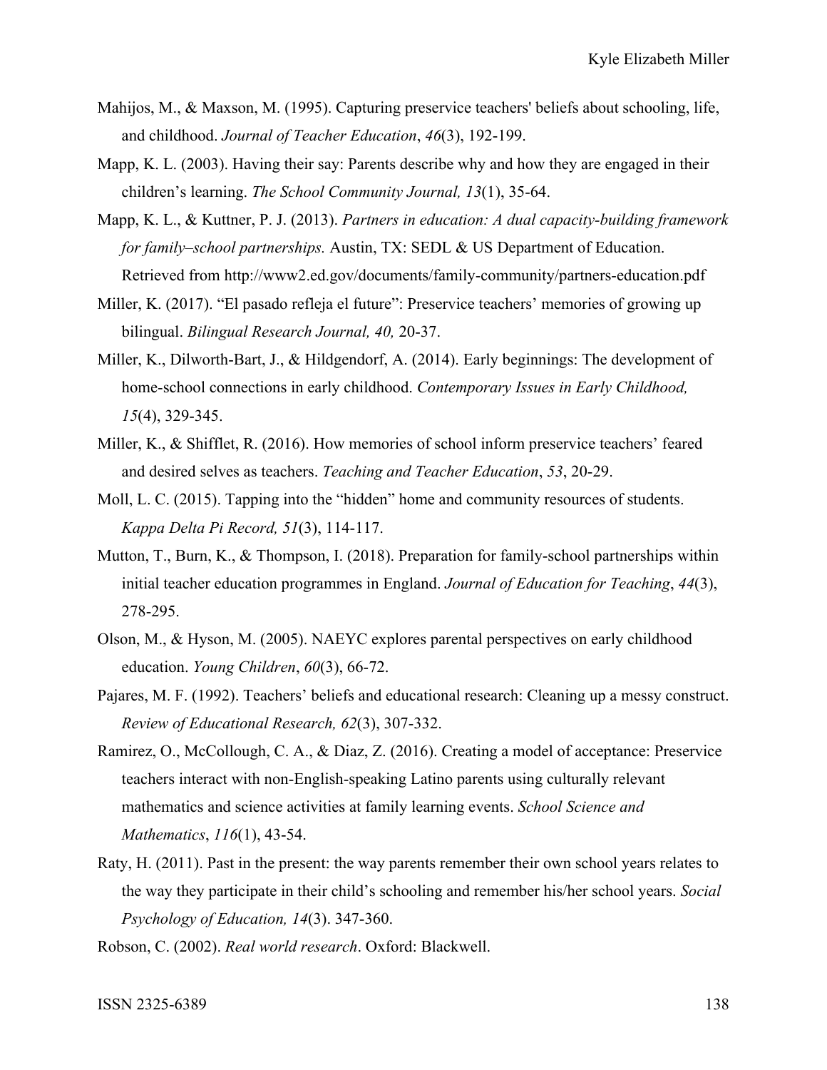Mahijos, M., & Maxson, M. (1995). Capturing preservice teachers' beliefs about schooling, life, and childhood. *Journal of Teacher Education*, *46*(3), 192-199.

Mapp, K. L. (2003). Having their say: Parents describe why and how they are engaged in their children's learning. *The School Community Journal, 13*(1), 35-64.

Mapp, K. L., & Kuttner, P. J. (2013). *Partners in education: A dual capacity-building framework for family–school partnerships.* Austin, TX: SEDL & US Department of Education. Retrieved from http://www2.ed.gov/documents/family-community/partners-education.pdf

Miller, K. (2017). "El pasado refleja el future": Preservice teachers' memories of growing up bilingual. *Bilingual Research Journal, 40,* 20-37.

Miller, K., Dilworth-Bart, J., & Hildgendorf, A. (2014). Early beginnings: The development of home-school connections in early childhood. *Contemporary Issues in Early Childhood, 15*(4), 329-345.

Miller, K., & Shifflet, R. (2016). How memories of school inform preservice teachers' feared and desired selves as teachers. *Teaching and Teacher Education*, *53*, 20-29.

Moll, L. C. (2015). Tapping into the "hidden" home and community resources of students. *Kappa Delta Pi Record, 51*(3), 114-117.

Mutton, T., Burn, K., & Thompson, I. (2018). Preparation for family-school partnerships within initial teacher education programmes in England. *Journal of Education for Teaching*, *44*(3), 278-295.

Olson, M., & Hyson, M. (2005). NAEYC explores parental perspectives on early childhood education. *Young Children*, *60*(3), 66-72.

Pajares, M. F. (1992). Teachers' beliefs and educational research: Cleaning up a messy construct. *Review of Educational Research, 62*(3), 307-332.

Ramirez, O., McCollough, C. A., & Diaz, Z. (2016). Creating a model of acceptance: Preservice teachers interact with non-English-speaking Latino parents using culturally relevant mathematics and science activities at family learning events. *School Science and Mathematics*, *116*(1), 43-54.

Raty, H. (2011). Past in the present: the way parents remember their own school years relates to the way they participate in their child's schooling and remember his/her school years. *Social Psychology of Education, 14*(3). 347-360.

Robson, C. (2002). *Real world research*. Oxford: Blackwell.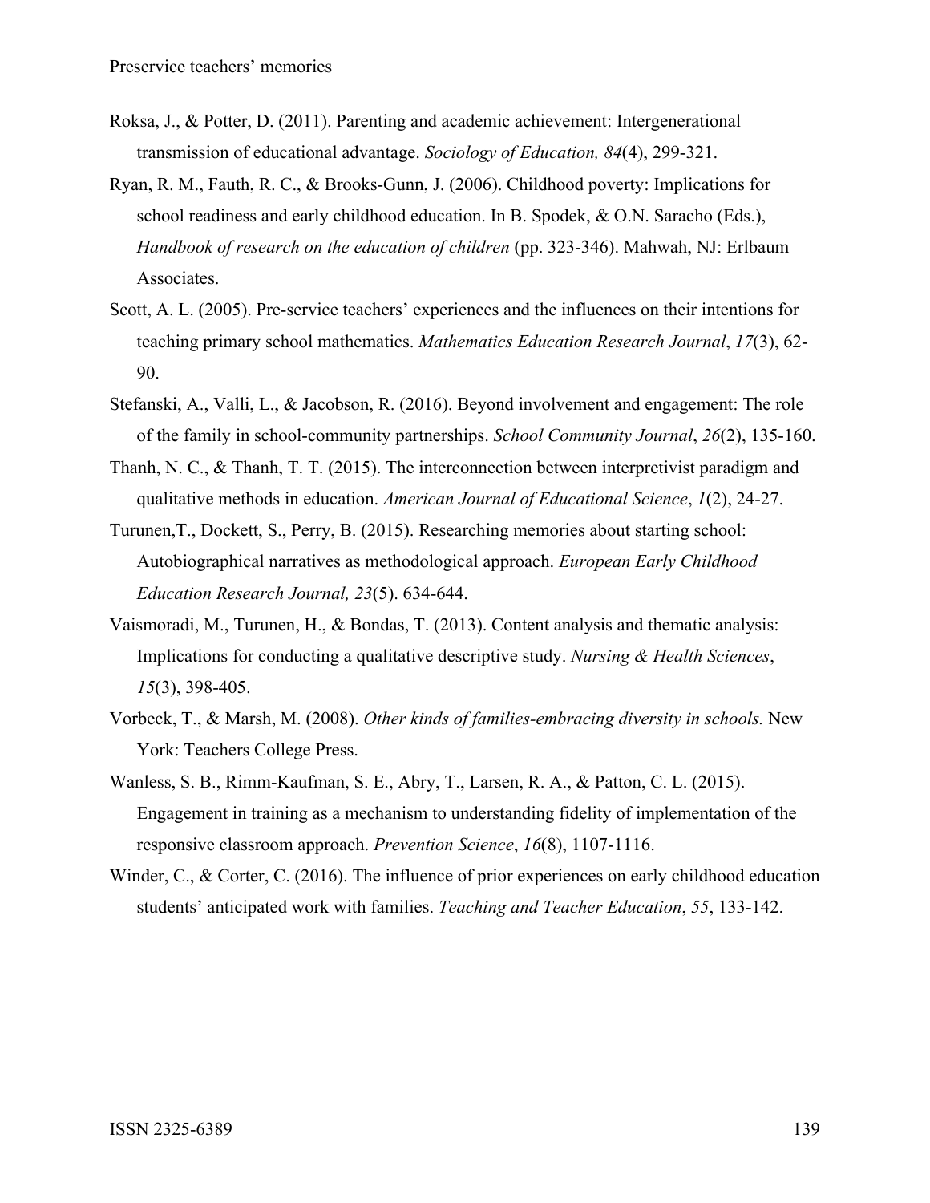Roksa, J., & Potter, D. (2011). Parenting and academic achievement: Intergenerational transmission of educational advantage. *Sociology of Education, 84*(4), 299-321.

Ryan, R. M., Fauth, R. C., & Brooks-Gunn, J. (2006). Childhood poverty: Implications for school readiness and early childhood education. In B. Spodek, & O.N. Saracho (Eds.), *Handbook of research on the education of children* (pp. 323-346). Mahwah, NJ: Erlbaum Associates.

Scott, A. L. (2005). Pre-service teachers' experiences and the influences on their intentions for teaching primary school mathematics. *Mathematics Education Research Journal*, *17*(3), 62-90.

Stefanski, A., Valli, L., & Jacobson, R. (2016). Beyond involvement and engagement: The role of the family in school-community partnerships. *School Community Journal*, *26*(2), 135-160.

Thanh, N. C., & Thanh, T. T. (2015). The interconnection between interpretivist paradigm and qualitative methods in education. *American Journal of Educational Science*, *1*(2), 24-27.

Turunen,T., Dockett, S., Perry, B. (2015). Researching memories about starting school: Autobiographical narratives as methodological approach. *European Early Childhood Education Research Journal, 23*(5). 634-644.

Vaismoradi, M., Turunen, H., & Bondas, T. (2013). Content analysis and thematic analysis: Implications for conducting a qualitative descriptive study. *Nursing & Health Sciences*, *15*(3), 398-405.

Vorbeck, T., & Marsh, M. (2008). *Other kinds of families-embracing diversity in schools.* New York: Teachers College Press.

Wanless, S. B., Rimm-Kaufman, S. E., Abry, T., Larsen, R. A., & Patton, C. L. (2015). Engagement in training as a mechanism to understanding fidelity of implementation of the responsive classroom approach. *Prevention Science*, *16*(8), 1107-1116.

Winder, C., & Corter, C. (2016). The influence of prior experiences on early childhood education students' anticipated work with families. *Teaching and Teacher Education*, *55*, 133-142.